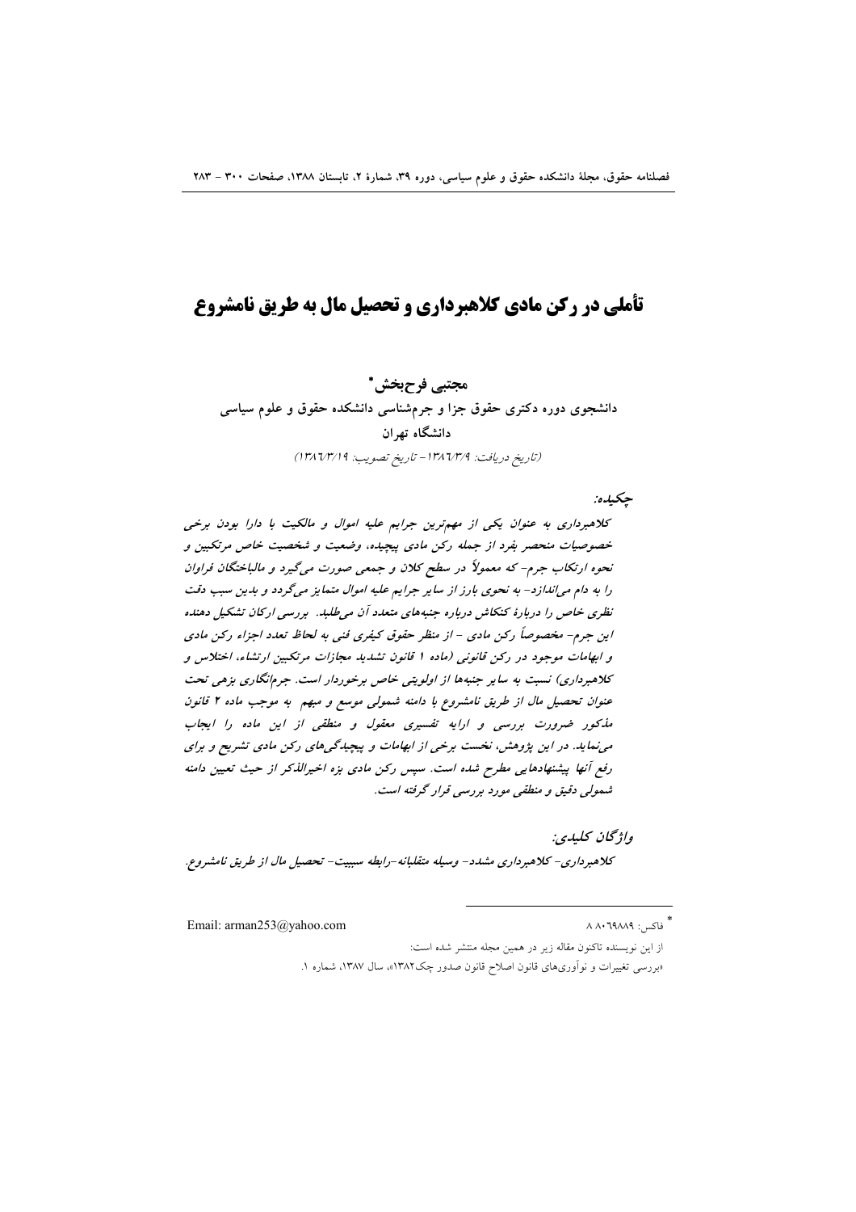# تأملی در رکن مادی کلاهبرداری و تحصیل مال به طریق نامشروع

**مجتبی فرح‌بخش***

**دانشجوی دوره دکتری حقوق جزا و جرم‌شناسی دانشکده حقوق و علوم سیاسی دانشگاه تهران**

(تاریخ دریافت: ۱۳۸٦/۳/۹ - تاریخ تصویب: ۱۳۸٦/۳/۱۹)

*چکیده:*

*کلاهبرداری به عنوان یکی از مهم‌ترین جرایم علیه اموال و مالکیت با دارا بودن برخی خصوصیات منحصر بفرد از جمله رکن مادی پیچیده، وضعیت و شخصیت خاص مرتکبین و نحوه ارتکاب جرم- که معمولاً در سطح کلان و جمعی صورت می‌گیرد و مالباختگان فراوان را به دام می‌اندازد- به نحوی بارز از سایر جرایم علیه اموال متمایز می‌گردد و بدین سبب دقت نظری خاص را دربارهٔ کنکاش درباره جنبه‌های متعدد آن می‌طلبد. بررسی ارکان تشکیل دهنده این جرم- مخصوصاً رکن مادی - از منظر حقوق کیفری فنی به لحاظ تعدد اجزاء رکن مادی و ابهامات موجود در رکن قانونی (ماده ۱ قانون تشدید مجازات مرتکبین ارتشاء، اختلاس و کلاهبرداری) نسبت به سایر جنبه‌ها از اولویتی خاص برخوردار است. جرم‌انگاری بزهی تحت عنوان تحصیل مال از طریق نامشروع با دامنه شمولی موسع و مبهم به موجب ماده ۲ قانون مذکور ضرورت بررسی و ارایه تفسیری معقول و منطقی از این ماده را ایجاب می‌نماید. در این پژوهش، نخست برخی از ابهامات و پیچیدگی‌های رکن مادی تشریح و برای رفع آنها پیشنهادهایی مطرح شده است. سپس رکن مادی بزه اخیرالذکر از حیث تعیین دامنه شمولی دقیق و منطقی مورد بررسی قرار گرفته است.*

*واژگان کلیدی:*

*کلاهبرداری- کلاهبرداری مشدد- وسیله متقلبانه-رابطه سببیت- تحصیل مال از طریق نامشروع.*

---

* فاکس: ۸۸۰٦۹۸۸۹ &nbsp;&nbsp;&nbsp;&nbsp; Email: arman253@yahoo.com

از این نویسنده تاکنون مقاله زیر در همین مجله منتشر شده است:

«بررسی تغییرات و نوآوری‌های قانون اصلاح قانون صدور چک۱۳۸۲»، سال ۱۳۸۷، شماره ۱.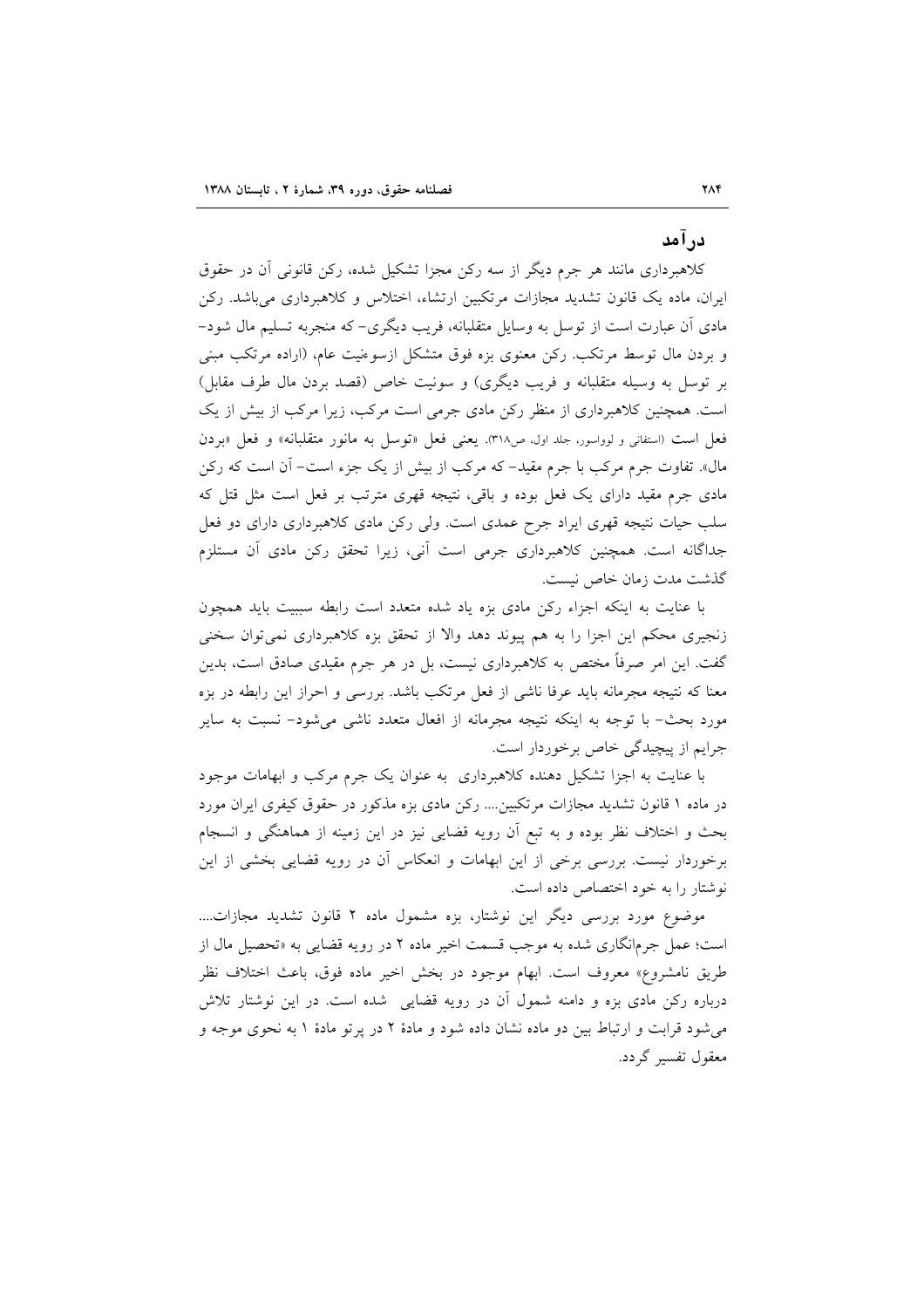## درآمد

کلاهبرداری مانند هر جرم دیگر از سه رکن مجزا تشکیل شده، رکن قانونی آن در حقوق ایران، ماده یک قانون تشدید مجازات مرتکبین ارتشاء، اختلاس و کلاهبرداری می‌باشد. رکن مادی آن عبارت است از توسل به وسایل متقلبانه، فریب دیگری- که منجربه تسلیم مال شود- و بردن مال توسط مرتکب. رکن معنوی بزه فوق متشکل ازسوءنیت عام، (اراده مرتکب مبنی بر توسل به وسیله متقلبانه و فریب دیگری) و سونیت خاص (قصد بردن مال طرف مقابل) است. همچنین کلاهبرداری از منظر رکن مادی جرمی است مرکب، زیرا مرکب از بیش از یک فعل است (استفانی و لوواسور، جلد اول، ص۳۱۸). یعنی فعل «توسل به مانور متقلبانه» و فعل «بردن مال». تفاوت جرم مرکب با جرم مقید- که مرکب از بیش از یک جزء است- آن است که رکن مادی جرم مقید دارای یک فعل بوده و باقی، نتیجه قهری مترتب بر فعل است مثل قتل که سلب حیات نتیجه قهری ایراد جرح عمدی است. ولی رکن مادی کلاهبرداری دارای دو فعل جداگانه است. همچنین کلاهبرداری جرمی است آنی، زیرا تحقق رکن مادی آن مستلزم گذشت مدت زمان خاص نیست.

با عنایت به اینکه اجزاء رکن مادی بزه یاد شده متعدد است رابطه سببیت باید همچون زنجیری محکم این اجزا را به هم پیوند دهد والا از تحقق بزه کلاهبرداری نمی‌توان سخنی گفت. این امر صرفاً مختص به کلاهبرداری نیست، بل در هر جرم مقیدی صادق است، بدین معنا که نتیجه مجرمانه باید عرفا ناشی از فعل مرتکب باشد. بررسی و احراز این رابطه در بزه مورد بحث- با توجه به اینکه نتیجه مجرمانه از افعال متعدد ناشی می‌شود- نسبت به سایر جرایم از پیچیدگی خاص برخوردار است.

با عنایت به اجزا تشکیل دهنده کلاهبرداری به عنوان یک جرم مرکب و ابهامات موجود در ماده ۱ قانون تشدید مجازات مرتکبین.... رکن مادی بزه مذکور در حقوق کیفری ایران مورد بحث و اختلاف نظر بوده و به تبع آن رویه قضایی نیز در این زمینه از هماهنگی و انسجام برخوردار نیست. بررسی برخی از این ابهامات و انعکاس آن در رویه قضایی بخشی از این نوشتار را به خود اختصاص داده است.

موضوع مورد بررسی دیگر این نوشتار، بزه مشمول ماده ۲ قانون تشدید مجازات.... است؛ عمل جرم‌انگاری شده به موجب قسمت اخیر ماده ۲ در رویه قضایی به «تحصیل مال از طریق نامشروع» معروف است. ابهام موجود در بخش اخیر ماده فوق، باعث اختلاف نظر درباره رکن مادی بزه و دامنه شمول آن در رویه قضایی شده است. در این نوشتار تلاش می‌شود قرابت و ارتباط بین دو ماده نشان داده شود و مادهٔ ۲ در پرتو مادهٔ ۱ به نحوی موجه و معقول تفسیر گردد.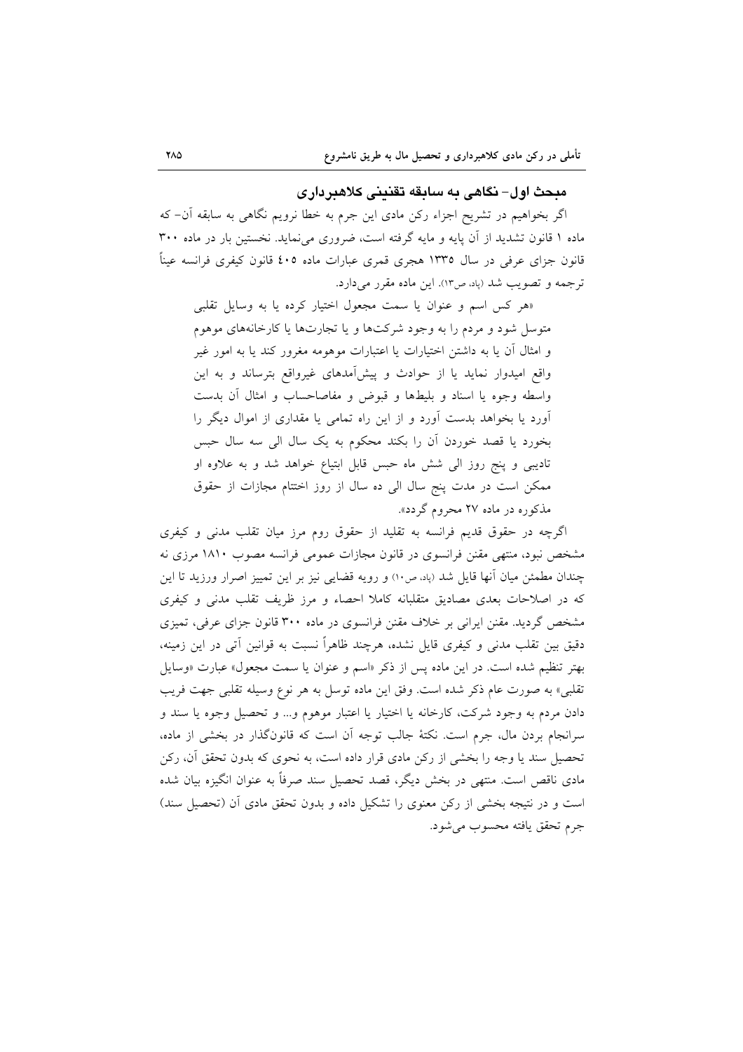## مبحث اول- نگاهی به سابقه تقنینی کلاهبرداری

اگر بخواهیم در تشریح اجزاء رکن مادی این جرم به خطا نرویم نگاهی به سابقه آن- که ماده ۱ قانون تشدید از آن پایه و مایه گرفته است، ضروری می‌نماید. نخستین بار در ماده ۳۰۰ قانون جزای عرفی در سال ۱۳۳۵ هجری قمری عبارات ماده ٤٠٥ قانون کیفری فرانسه عیناً ترجمه و تصویب شد (پاد، ص۱۳). این ماده مقرر می‌دارد.

> «هر کس اسم و عنوان یا سمت مجعول اختیار کرده یا به وسایل تقلبی متوسل شود و مردم را به وجود شرکت‌ها و یا تجارت‌ها یا کارخانه‌های موهوم و امثال آن یا به داشتن اختیارات یا اعتبارات موهومه مغرور کند یا به امور غیر واقع امیدوار نماید یا از حوادث و پیش‌آمدهای غیرواقع بترساند و به این واسطه وجوه یا اسناد و بلیطها و قبوض و مفاصاحساب و امثال آن بدست آورد یا بخواهد بدست آورد و از این راه تمامی یا مقداری از اموال دیگر را بخورد یا قصد خوردن آن را بکند محکوم به یک سال الی سه سال حبس تادیبی و پنج روز الی شش ماه حبس قابل ابتیاع خواهد شد و به علاوه او ممکن است در مدت پنج سال الی ده سال از روز اختتام مجازات از حقوق مذکوره در ماده ۲۷ محروم گردد».

اگرچه در حقوق قدیم فرانسه به تقلید از حقوق روم مرز میان تقلب مدنی و کیفری مشخص نبود، منتهی مقنن فرانسوی در قانون مجازات عمومی فرانسه مصوب ۱۸۱۰ مرزی نه چندان مطمئن میان آنها قایل شد (پاد، ص۱۰) و رویه قضایی نیز بر این تمییز اصرار ورزید تا این که در اصلاحات بعدی مصادیق متقلبانه کاملا احصاء و مرز ظریف تقلب مدنی و کیفری مشخص گردید. مقنن ایرانی بر خلاف مقنن فرانسوی در ماده ۳۰۰ قانون جزای عرفی، تمیزی دقیق بین تقلب مدنی و کیفری قایل نشده، هرچند ظاهراً نسبت به قوانین آتی در این زمینه، بهتر تنظیم شده است. در این ماده پس از ذکر «اسم و عنوان یا سمت مجعول» عبارت «وسایل تقلبی» به صورت عام ذکر شده است. وفق این ماده توسل به هر نوع وسیله تقلبی جهت فریب دادن مردم به وجود شرکت، کارخانه یا اختیار یا اعتبار موهوم و... و تحصیل وجوه یا سند و سرانجام بردن مال، جرم است. نکتهٔ جالب توجه آن است که قانونگذار در بخشی از ماده، تحصیل سند یا وجه را بخشی از رکن مادی قرار داده است، به نحوی که بدون تحقق آن، رکن مادی ناقص است. منتهی در بخش دیگر، قصد تحصیل سند صرفاً به عنوان انگیزه بیان شده است و در نتیجه بخشی از رکن معنوی را تشکیل داده و بدون تحقق مادی آن (تحصیل سند) جرم تحقق یافته محسوب می‌شود.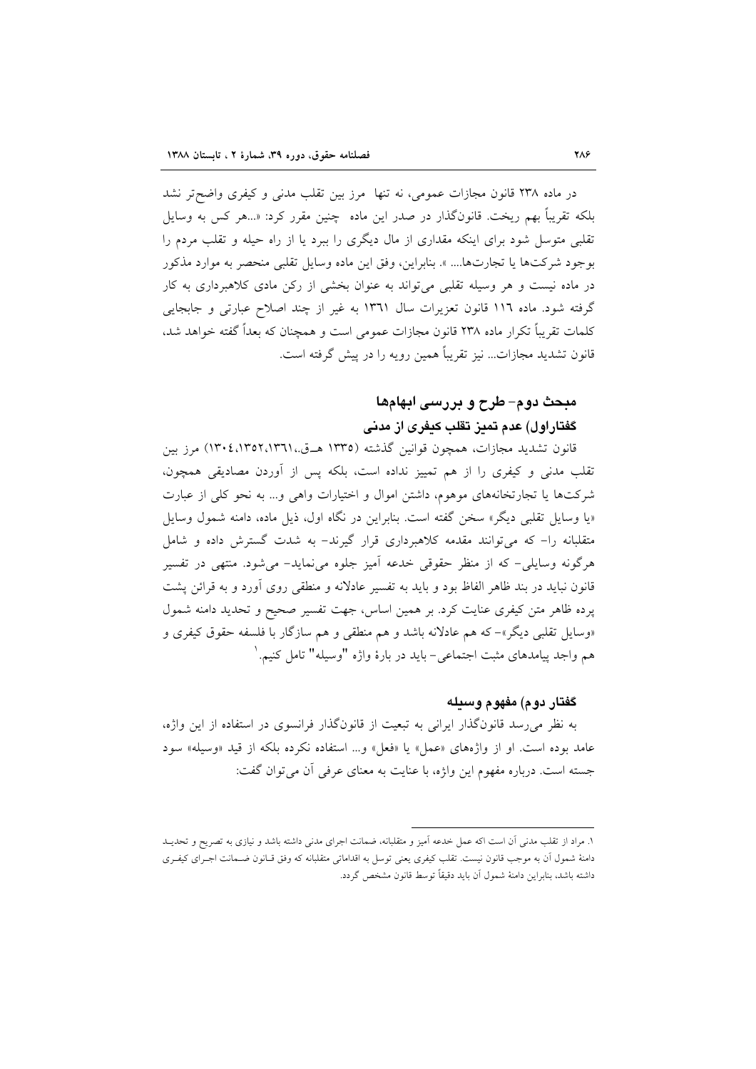در ماده ۲۳۸ قانون مجازات عمومی، نه تنها مرز بین تقلب مدنی و کیفری واضح‌تر نشد بلکه تقریباً بهم ریخت. قانونگذار در صدر این ماده چنین مقرر کرد: «...هر کس به وسایل تقلبی متوسل شود برای اینکه مقداری از مال دیگری را ببرد یا از راه حیله و تقلب مردم را بوجود شرکت‌ها یا تجارت‌ها.... ». بنابراین، وفق این ماده وسایل تقلبی منحصر به موارد مذکور در ماده نیست و هر وسیله تقلبی می‌تواند به عنوان بخشی از رکن مادی کلاهبرداری به کار گرفته شود. ماده ۱۱۶ قانون تعزیرات سال ۱۳۶۱ به غیر از چند اصلاح عبارتی و جابجایی کلمات تقریباً تکرار ماده ۲۳۸ قانون مجازات عمومی است و همچنان که بعداً گفته خواهد شد، قانون تشدید مجازات... نیز تقریباً همین رویه را در پیش گرفته است.

## مبحث دوم- طرح و بررسی ابهام‌ها

### گفتاراول) عدم تمیز تقلب کیفری از مدنی

قانون تشدید مجازات، همچون قوانین گذشته (۱۳۳۵ هـ.ق،۱۳۶۱،۱۳۵۲،۱۳۰۴) مرز بین تقلب مدنی و کیفری را از هم تمییز نداده است، بلکه پس از آوردن مصادیقی همچون، شرکت‌ها یا تجارتخانه‌های موهوم، داشتن اموال و اختیارات واهی و... به نحو کلی از عبارت «یا وسایل تقلبی دیگر» سخن گفته است. بنابراین در نگاه اول، ذیل ماده، دامنه شمول وسایل متقلبانه را- که می‌توانند مقدمه کلاهبرداری قرار گیرند- به شدت گسترش داده و شامل هرگونه وسایلی- که از منظر حقوقی خدعه آمیز جلوه می‌نماید- می‌شود. منتهی در تفسیر قانون نباید در بند ظاهر الفاظ بود و باید به تفسیر عادلانه و منطقی روی آورد و به قرائن پشت پرده ظاهر متن کیفری عنایت کرد. بر همین اساس، جهت تفسیر صحیح و تحدید دامنه شمول «وسایل تقلبی دیگر»- که هم عادلانه باشد و هم منطقی و هم سازگار با فلسفه حقوق کیفری و هم واجد پیامدهای مثبت اجتماعی- باید در بارهٔ واژه "وسیله" تامل کنیم.[1]

### گفتار دوم) مفهوم وسیله

به نظر می‌رسد قانونگذار ایرانی به تبعیت از قانونگذار فرانسوی در استفاده از این واژه، عامد بوده است. او از واژه‌های «عمل» یا «فعل» و... استفاده نکرده بلکه از قید «وسیله» سود جسته است. درباره مفهوم این واژه، با عنایت به معنای عرفی آن می‌توان گفت:

---

۱. مراد از تقلب مدنی آن است اکه عمل خدعه آمیز و متقلبانه، ضمانت اجرای مدنی داشته باشد و نیازی به تصریح و تحدید دامنهٔ شمول آن به موجب قانون نیست. تقلب کیفری یعنی توسل به اقداماتی متقلبانه که وفق قانون ضمانت اجرای کیفری داشته باشد، بنابراین دامنهٔ شمول آن باید دقیقاً توسط قانون مشخص گردد.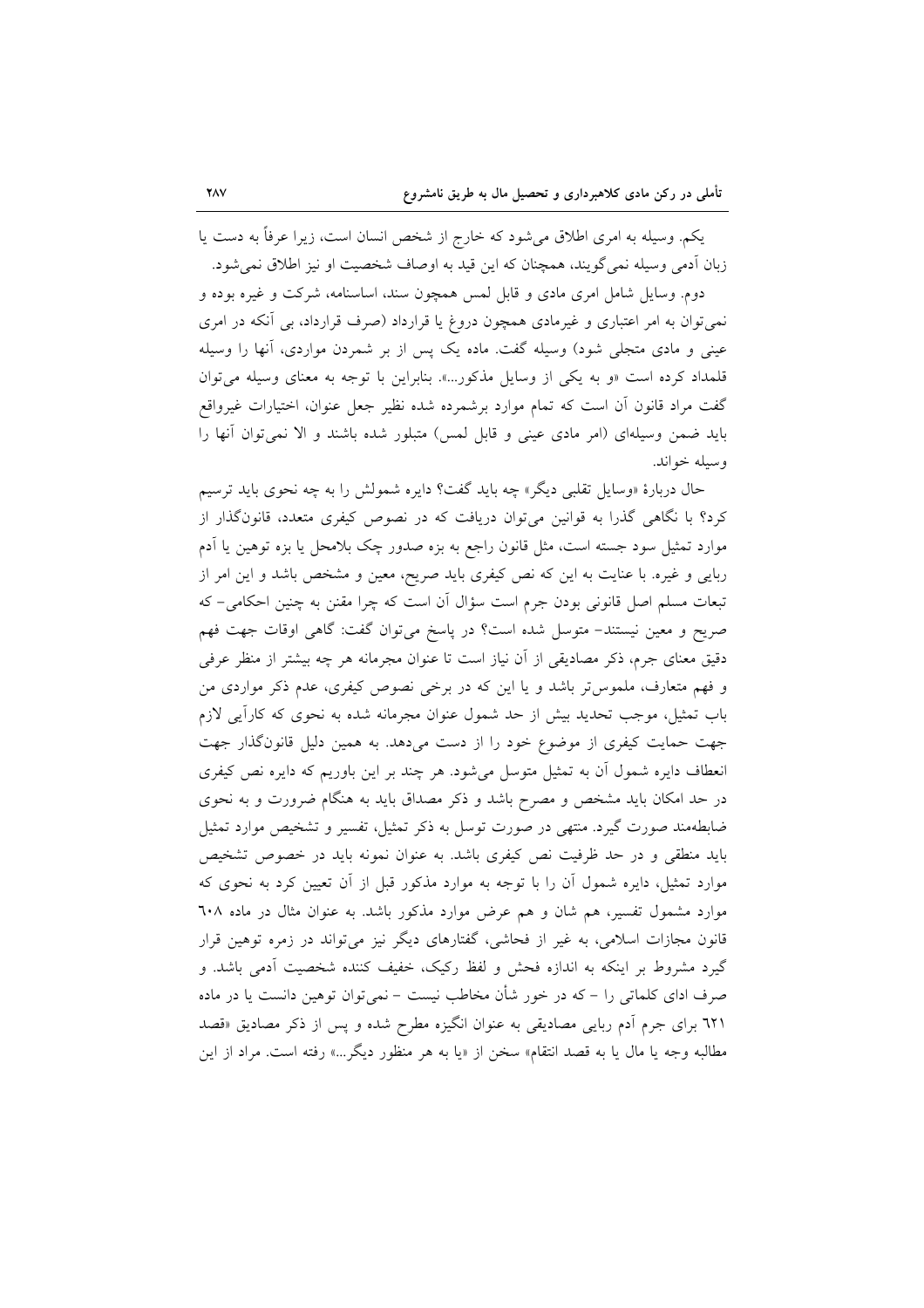یکم. وسیله به امری اطلاق می‌شود که خارج از شخص انسان است، زیرا عرفاً به دست یا زبان آدمی وسیله نمی‌گویند، همچنان که این قید به اوصاف شخصیت او نیز اطلاق نمی‌شود.

دوم. وسایل شامل امری مادی و قابل لمس همچون سند، اساسنامه، شرکت و غیره بوده و نمی‌توان به امر اعتباری و غیرمادی همچون دروغ یا قرارداد (صرف قرارداد، بی آنکه در امری عینی و مادی متجلی شود) وسیله گفت. ماده یک پس از بر شمردن مواردی، آنها را وسیله قلمداد کرده است «و به یکی از وسایل مذکور...». بنابراین با توجه به معنای وسیله می‌توان گفت مراد قانون آن است که تمام موارد برشمرده شده نظیر جعل عنوان، اختیارات غیرواقع باید ضمن وسیله‌ای (امر مادی عینی و قابل لمس) متبلور شده باشند و الا نمی‌توان آنها را وسیله خواند.

حال دربارهٔ «وسایل تقلبی دیگر» چه باید گفت؟ دایره شمولش را به چه نحوی باید ترسیم کرد؟ با نگاهی گذرا به قوانین می‌توان دریافت که در نصوص کیفری متعدد، قانونگذار از موارد تمثیل سود جسته است، مثل قانون راجع به بزه صدور چک بلامحل یا بزه توهین یا آدم ربایی و غیره. با عنایت به این که نص کیفری باید صریح، معین و مشخص باشد و این امر از تبعات مسلم اصل قانونی بودن جرم است سؤال آن است که چرا مقنن به چنین احکامی- که صریح و معین نیستند- متوسل شده است؟ در پاسخ می‌توان گفت: گاهی اوقات جهت فهم دقیق معنای جرم، ذکر مصادیقی از آن نیاز است تا عنوان مجرمانه هر چه بیشتر از منظر عرفی و فهم متعارف، ملموس‌تر باشد و یا این که در برخی نصوص کیفری، عدم ذکر مواردی من باب تمثیل، موجب تحدید بیش از حد شمول عنوان مجرمانه شده به نحوی که کارآیی لازم جهت حمایت کیفری از موضوع خود را از دست می‌دهد. به همین دلیل قانونگذار جهت انعطاف دایره شمول آن به تمثیل متوسل می‌شود. هر چند بر این باوریم که دایره نص کیفری در حد امکان باید مشخص و مصرح باشد و ذکر مصداق باید به هنگام ضرورت و به نحوی ضابطه‌مند صورت گیرد. منتهی در صورت توسل به ذکر تمثیل، تفسیر و تشخیص موارد تمثیل باید منطقی و در حد ظرفیت نص کیفری باشد. به عنوان نمونه باید در خصوص تشخیص موارد تمثیل، دایره شمول آن را با توجه به موارد مذکور قبل از آن تعیین کرد به نحوی که موارد مشمول تفسیر، هم شان و هم عرض موارد مذکور باشد. به عنوان مثال در ماده ۶۰۸ قانون مجازات اسلامی، به غیر از فحاشی، گفتارهای دیگر نیز می‌تواند در زمره توهین قرار گیرد مشروط بر اینکه به اندازه فحش و لفظ رکیک، خفیف کننده شخصیت آدمی باشد. و صرف ادای کلماتی را - که در خور شأن مخاطب نیست - نمی‌توان توهین دانست یا در ماده ۶۲۱ برای جرم آدم ربایی مصادیقی به عنوان انگیزه مطرح شده و پس از ذکر مصادیق «قصد مطالبه وجه یا مال یا به قصد انتقام» سخن از «یا به هر منظور دیگر...» رفته است. مراد از این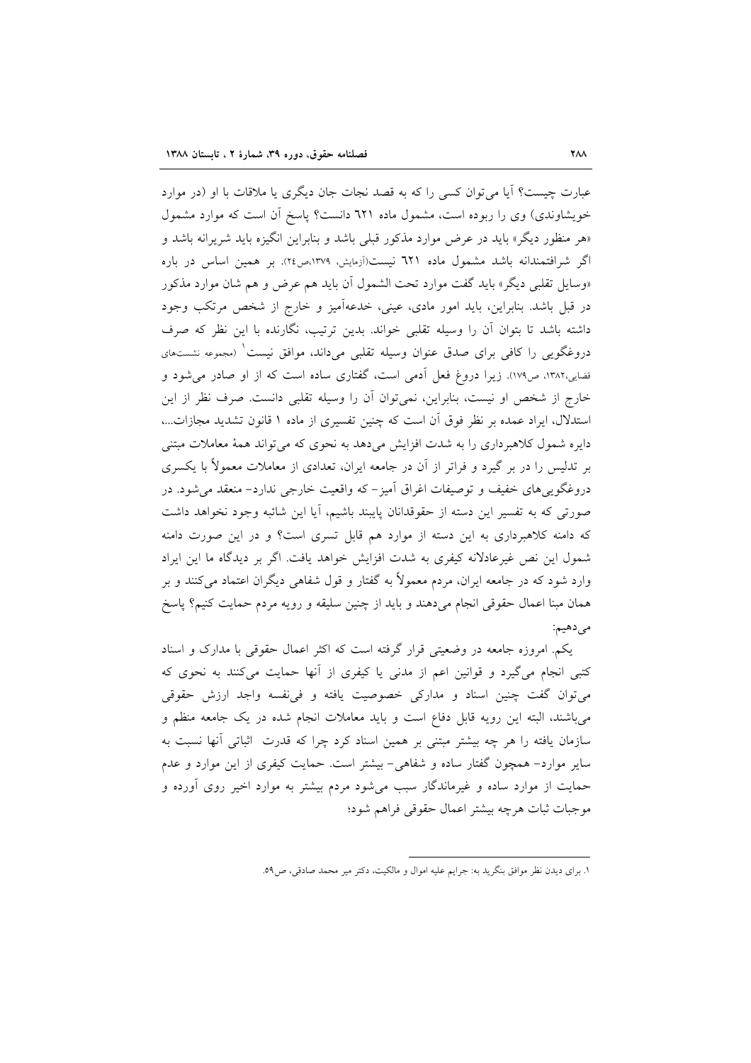عبارت چیست؟ آیا می‌توان کسی را که به قصد نجات جان دیگری یا ملاقات با او (در موارد خویشاوندی) وی را ربوده است، مشمول ماده ٦٢١ دانست؟ پاسخ آن است که موارد مشمول «هر منظور دیگر» باید در عرض موارد مذکور قبلی باشد و بنابراین انگیزه باید شریرانه باشد و اگر شرافتمندانه باشد مشمول ماده ٦٢١ نیست(آزمایش، ١٣٧٩،ص٢٤). بر همین اساس در باره «وسایل تقلبی دیگر» باید گفت موارد تحت الشمول آن باید هم عرض و هم شان موارد مذکور در قبل باشد. بنابراین، باید امور مادی، عینی، خدعه‌آمیز و خارج از شخص مرتکب وجود داشته باشد تا بتوان آن را وسیله تقلبی خواند. بدین ترتیب، نگارنده با این نظر که صرف دروغگویی را کافی برای صدق عنوان وسیله تقلبی می‌داند، موافق نیست[1] (مجموعه نشست‌های قضایی،١٣٨٢، ص١٧٩). زیرا دروغ فعل آدمی است، گفتاری ساده است که از او صادر می‌شود و خارج از شخص او نیست، بنابراین، نمی‌توان آن را وسیله تقلبی دانست. صرف نظر از این استدلال، ایراد عمده بر نظر فوق آن است که چنین تفسیری از ماده ١ قانون تشدید مجازات...، دایره شمول کلاهبرداری را به شدت افزایش می‌دهد به نحوی که می‌تواند همهٔ معاملات مبتنی بر تدلیس را در بر گیرد و فراتر از آن در جامعه ایران، تعدادی از معاملات معمولاً با یکسری دروغگویی‌های خفیف و توصیفات اغراق آمیز- که واقعیت خارجی ندارد- منعقد می‌شود. در صورتی که به تفسیر این دسته از حقوقدانان پایبند باشیم، آیا این شائبه وجود نخواهد داشت که دامنه کلاهبرداری به این دسته از موارد هم قابل تسری است؟ و در این صورت دامنه شمول این نص غیرعادلانه کیفری به شدت افزایش خواهد یافت. اگر بر دیدگاه ما این ایراد وارد شود که در جامعه ایران، مردم معمولاً به گفتار و قول شفاهی دیگران اعتماد می‌کنند و بر همان مبنا اعمال حقوقی انجام می‌دهند و باید از چنین سلیقه و رویه مردم حمایت کنیم؟ پاسخ می‌دهیم:

یکم. امروزه جامعه در وضعیتی قرار گرفته است که اکثر اعمال حقوقی با مدارک و اسناد کتبی انجام می‌گیرد و قوانین اعم از مدنی یا کیفری از آنها حمایت می‌کنند به نحوی که می‌توان گفت چنین اسناد و مدارکی خصوصیت یافته و فی‌نفسه واجد ارزش حقوقی می‌باشند، البته این رویه قابل دفاع است و باید معاملات انجام شده در یک جامعه منظم و سازمان یافته را هر چه بیشتر مبتنی بر همین اسناد کرد چرا که قدرت اثباتی آنها نسبت به سایر موارد- همچون گفتار ساده و شفاهی- بیشتر است. حمایت کیفری از این موارد و عدم حمایت از موارد ساده و غیرماندگار سبب می‌شود مردم بیشتر به موارد اخیر روی آورده و موجبات ثبات هرچه بیشتر اعمال حقوقی فراهم شود؛

---

١. برای دیدن نظر موافق بنگرید به: جرایم علیه اموال و مالکیت، دکتر میر محمد صادقی، ص٥٩.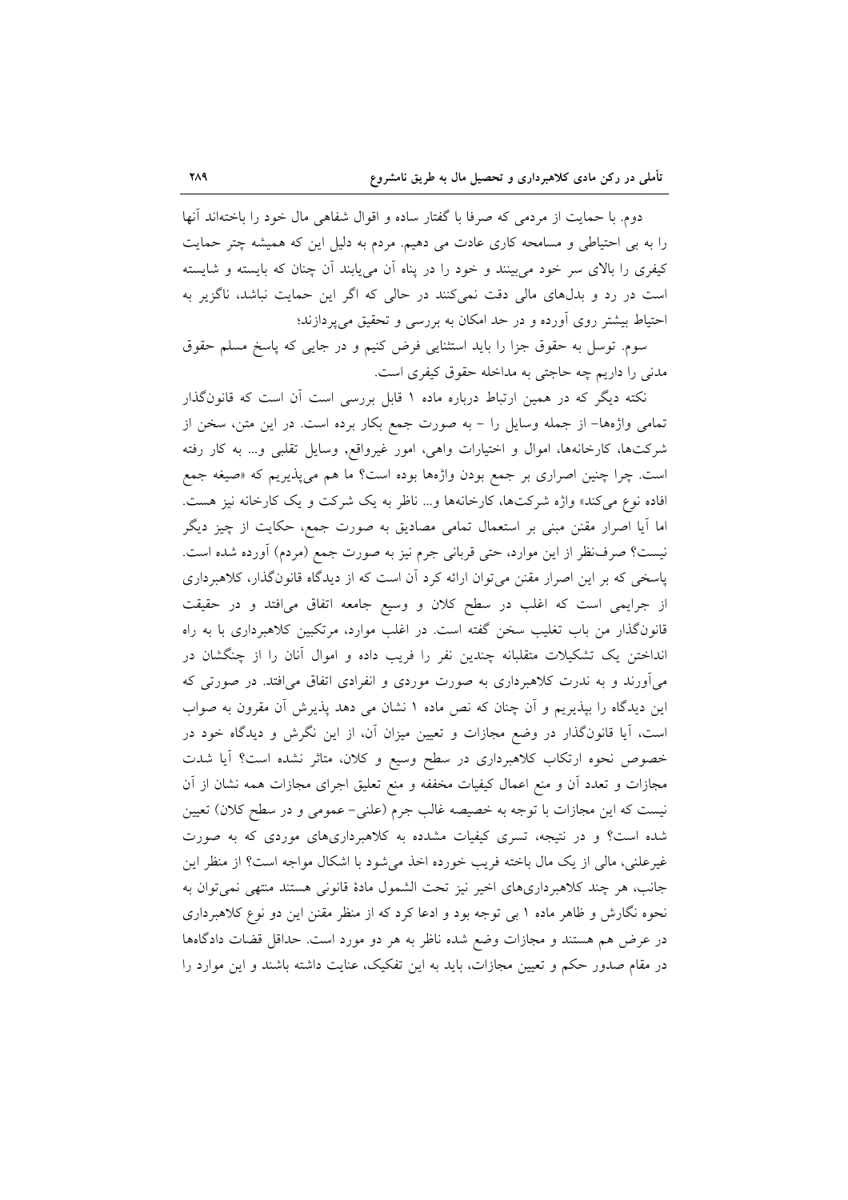دوم. با حمایت از مردمی که صرفا با گفتار ساده و اقوال شفاهی مال خود را باخته‌اند آنها را به بی احتیاطی و مسامحه کاری عادت می دهیم. مردم به دلیل این که همیشه چتر حمایت کیفری را بالای سر خود می‌بینند و خود را در پناه آن می‌یابند آن چنان که بایسته و شایسته است در رد و بدل‌های مالی دقت نمی‌کنند در حالی که اگر این حمایت نباشد، ناگزیر به احتیاط بیشتر روی آورده و در حد امکان به بررسی و تحقیق می‌پردازند؛

سوم. توسل به حقوق جزا را باید استثنایی فرض کنیم و در جایی که پاسخ مسلم حقوق مدنی را داریم چه حاجتی به مداخله حقوق کیفری است.

نکته دیگر که در همین ارتباط درباره ماده ۱ قابل بررسی است آن است که قانونگذار تمامی واژه‌ها- از جمله وسایل را - به صورت جمع بکار برده است. در این متن، سخن از شرکت‌ها، کارخانه‌ها، اموال و اختیارات واهی، امور غیرواقع, وسایل تقلبی و... به کار رفته است. چرا چنین اصراری بر جمع بودن واژه‌ها بوده است؟ ما هم می‌پذیریم که «صیغه جمع افاده نوع می‌کند» واژه شرکت‌ها، کارخانه‌ها و... ناظر به یک شرکت و یک کارخانه نیز هست. اما آیا اصرار مقنن مبنی بر استعمال تمامی مصادیق به صورت جمع، حکایت از چیز دیگر نیست؟ صرف‌نظر از این موارد، حتی قربانی جرم نیز به صورت جمع (مردم) آورده شده است. پاسخی که بر این اصرار مقنن می‌توان ارائه کرد آن است که از دیدگاه قانونگذار، کلاهبرداری از جرایمی است که اغلب در سطح کلان و وسیع جامعه اتفاق می‌افتد و در حقیقت قانونگذار من باب تغلیب سخن گفته است. در اغلب موارد، مرتکبین کلاهبرداری با به راه انداختن یک تشکیلات متقلبانه چندین نفر را فریب داده و اموال آنان را از چنگشان در می‌آورند و به ندرت کلاهبرداری به صورت موردی و انفرادی اتفاق می‌افتد. در صورتی که این دیدگاه را بپذیریم و آن چنان که نص ماده ۱ نشان می دهد پذیرش آن مقرون به صواب است، آیا قانونگذار در وضع مجازات و تعیین میزان آن، از این نگرش و دیدگاه خود در خصوص نحوه ارتکاب کلاهبرداری در سطح وسیع و کلان، متاثر نشده است؟ آیا شدت مجازات و تعدد آن و منع اعمال کیفیات مخففه و منع تعلیق اجرای مجازات همه نشان از آن نیست که این مجازات با توجه به خصیصه غالب جرم (علنی- عمومی و در سطح کلان) تعیین شده است؟ و در نتیجه، تسری کیفیات مشدده به کلاهبرداری‌های موردی که به صورت غیرعلنی، مالی از یک مال باخته فریب خورده اخذ می‌شود با اشکال مواجه است؟ از منظر این جانب، هر چند کلاهبرداری‌های اخیر نیز تحت الشمول مادهٔ قانونی هستند منتهی نمی‌توان به نحوه نگارش و ظاهر ماده ۱ بی توجه بود و ادعا کرد که از منظر مقنن این دو نوع کلاهبرداری در عرض هم هستند و مجازات وضع شده ناظر به هر دو مورد است. حداقل قضات دادگاه‌ها در مقام صدور حکم و تعیین مجازات، باید به این تفکیک، عنایت داشته باشند و این موارد را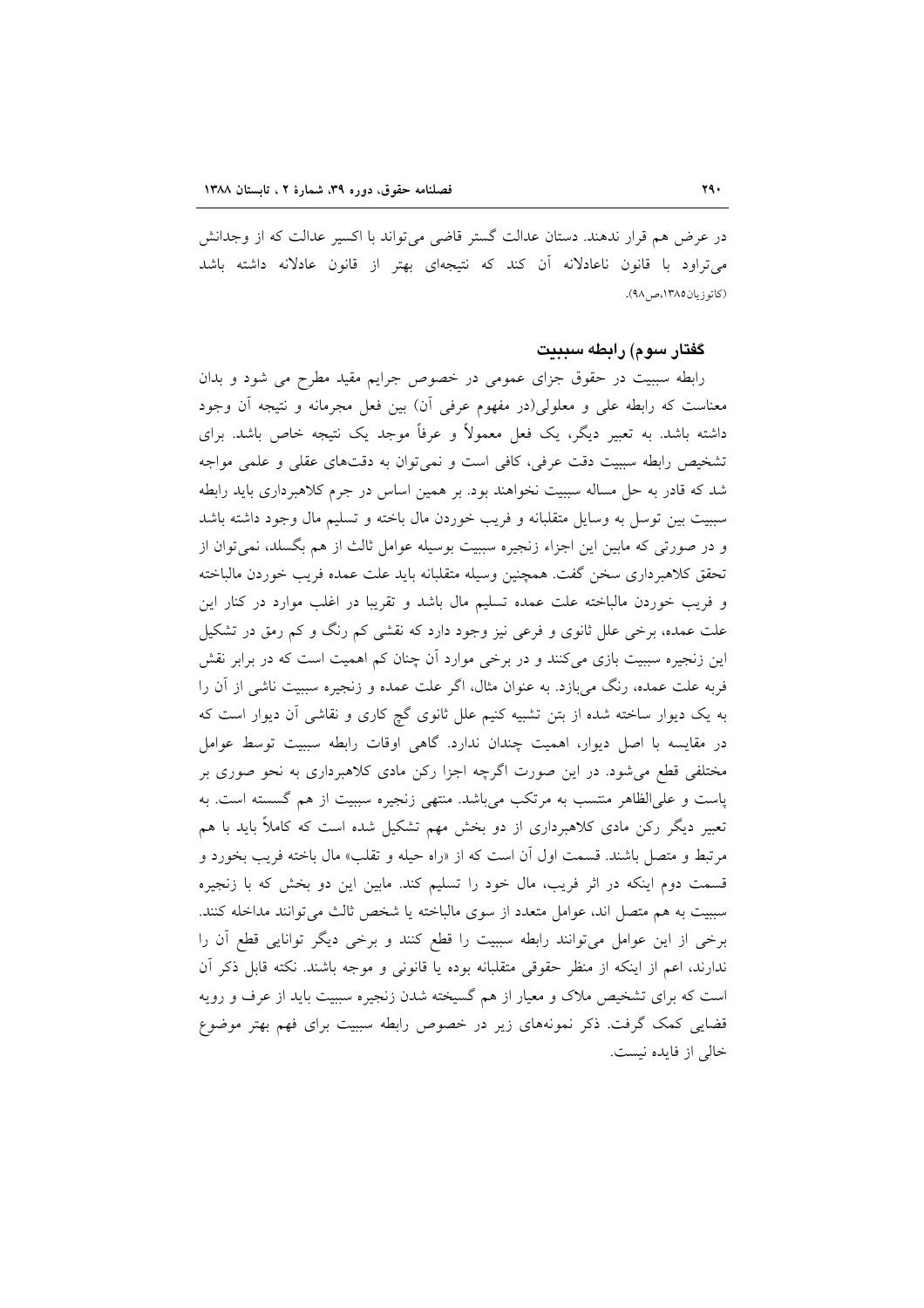در عرض هم قرار ندهند. دستان عدالت گستر قاضی می‌تواند با اکسیر عدالت که از وجدانش می‌تراود با قانون ناعادلانه آن کند که نتیجه‌ای بهتر از قانون عادلانه داشته باشد (کاتوزیان۱۳۸۵،ص۹۸).

### گفتار سوم) رابطه سببیت

رابطه سببیت در حقوق جزای عمومی در خصوص جرایم مقید مطرح می شود و بدان معناست که رابطه علی و معلولی(در مفهوم عرفی آن) بین فعل مجرمانه و نتیجه آن وجود داشته باشد. به تعبیر دیگر، یک فعل معمولاً و عرفاً موجد یک نتیجه خاص باشد. برای تشخیص رابطه سببیت دقت عرفی، کافی است و نمی‌توان به دقت‌های عقلی و علمی مواجه شد که قادر به حل مساله سببیت نخواهند بود. بر همین اساس در جرم کلاهبرداری باید رابطه سببیت بین توسل به وسایل متقلبانه و فریب خوردن مال باخته و تسلیم مال وجود داشته باشد و در صورتی که مابین این اجزاء زنجیره سببیت بوسیله عوامل ثالث از هم بگسلد، نمی‌توان از تحقق کلاهبرداری سخن گفت. همچنین وسیله متقلبانه باید علت عمده فریب خوردن مالباخته و فریب خوردن مالباخته علت عمده تسلیم مال باشد و تقریبا در اغلب موارد در کنار این علت عمده، برخی علل ثانوی و فرعی نیز وجود دارد که نقشی کم رنگ و کم رمق در تشکیل این زنجیره سببیت بازی می‌کنند و در برخی موارد آن چنان کم اهمیت است که در برابر نقش فربه علت عمده، رنگ می‌بازد. به عنوان مثال، اگر علت عمده و زنجیره سببیت ناشی از آن را به یک دیوار ساخته شده از بتن تشبیه کنیم علل ثانوی گچ کاری و نقاشی آن دیوار است که در مقایسه با اصل دیوار، اهمیت چندان ندارد. گاهی اوقات رابطه سببیت توسط عوامل مختلفی قطع می‌شود. در این صورت اگرچه اجزا رکن مادی کلاهبرداری به نحو صوری بر پاست و علی‌الظاهر منتسب به مرتکب می‌باشد. منتهی زنجیره سببیت از هم گسسته است. به تعبیر دیگر رکن مادی کلاهبرداری از دو بخش مهم تشکیل شده است که کاملاً باید با هم مرتبط و متصل باشند. قسمت اول آن است که از «راه حیله و تقلب» مال باخته فریب بخورد و قسمت دوم اینکه در اثر فریب، مال خود را تسلیم کند. مابین این دو بخش که با زنجیره سببیت به هم متصل اند، عوامل متعدد از سوی مالباخته یا شخص ثالث می‌توانند مداخله کنند. برخی از این عوامل می‌توانند رابطه سببیت را قطع کنند و برخی دیگر توانایی قطع آن را ندارند، اعم از اینکه از منظر حقوقی متقلبانه بوده یا قانونی و موجه باشند. نکته قابل ذکر آن است که برای تشخیص ملاک و معیار از هم گسیخته شدن زنجیره سببیت باید از عرف و رویه قضایی کمک گرفت. ذکر نمونه‌های زیر در خصوص رابطه سببیت برای فهم بهتر موضوع خالی از فایده نیست.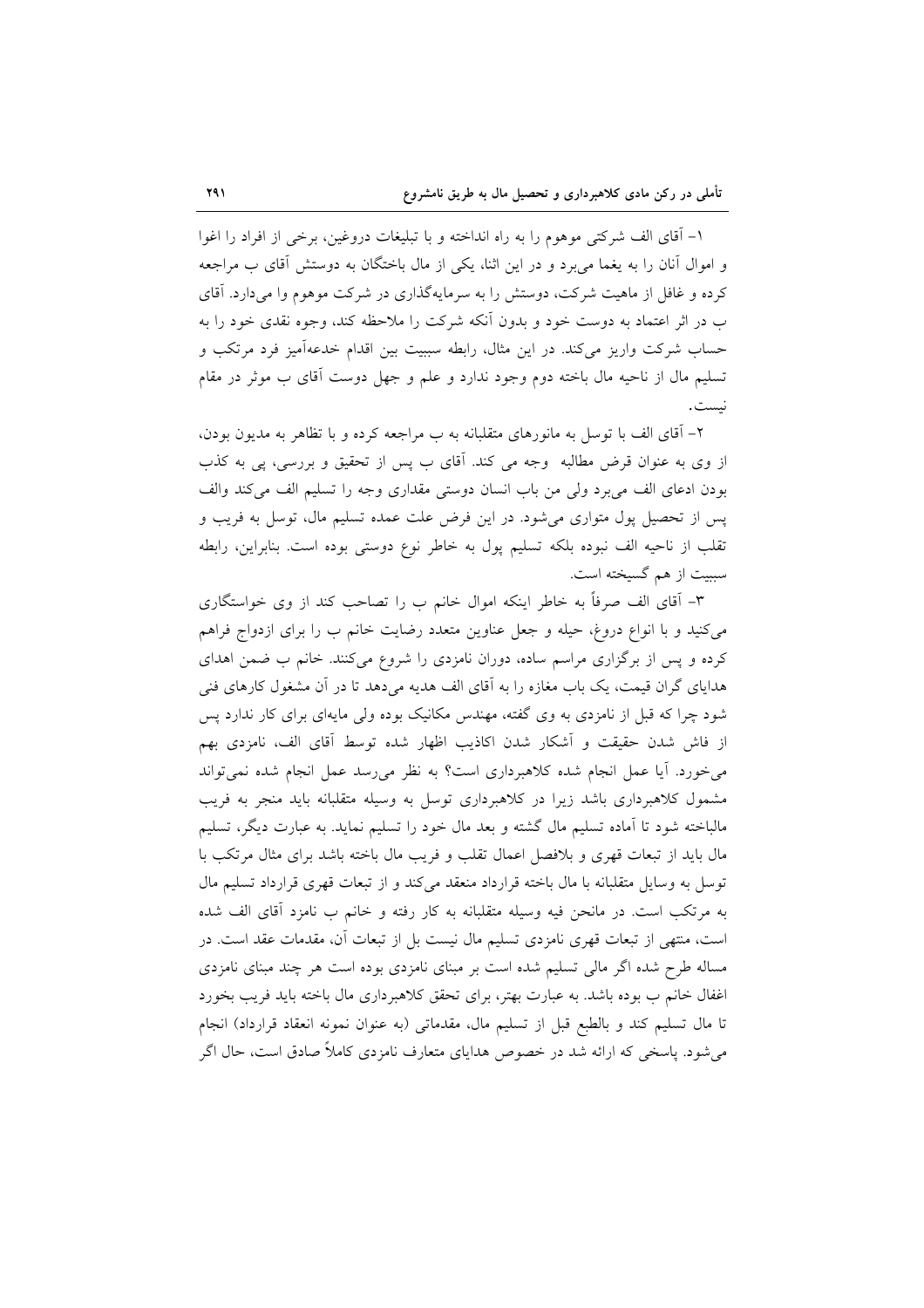۱- آقای الف شرکتی موهوم را به راه انداخته و با تبلیغات دروغین، برخی از افراد را اغوا و اموال آنان را به یغما می‌برد و در این اثنا، یکی از مال باختگان به دوستش آقای ب مراجعه کرده و غافل از ماهیت شرکت، دوستش را به سرمایه‌گذاری در شرکت موهوم وا می‌دارد. آقای ب در اثر اعتماد به دوست خود و بدون آنکه شرکت را ملاحظه کند، وجوه نقدی خود را به حساب شرکت واریز می‌کند. در این مثال، رابطه سببیت بین اقدام خدعه‌آمیز فرد مرتکب و تسلیم مال از ناحیه مال باخته دوم وجود ندارد و علم و جهل دوست آقای ب موثر در مقام نیست.

۲- آقای الف با توسل به مانورهای متقلبانه به ب مراجعه کرده و با تظاهر به مدیون بودن، از وی به عنوان قرض مطالبه  وجه می کند. آقای ب پس از تحقیق و بررسی، پی به کذب بودن ادعای الف می‌برد ولی من باب انسان دوستی مقداری وجه را تسلیم الف می‌کند والف پس از تحصیل پول متواری می‌شود. در این فرض علت عمده تسلیم مال، توسل به فریب و تقلب از ناحیه الف نبوده بلکه تسلیم پول به خاطر نوع دوستی بوده است. بنابراین، رابطه سببیت از هم گسیخته است.

۳- آقای الف صرفاً به خاطر اینکه اموال خانم ب را تصاحب کند از وی خواستگاری می‌کنید و با انواع دروغ، حیله و جعل عناوین متعدد رضایت خانم ب را برای ازدواج فراهم کرده و پس از برگزاری مراسم ساده، دوران نامزدی را شروع می‌کنند. خانم ب ضمن اهدای هدایای گران قیمت، یک باب مغازه را به آقای الف هدیه می‌دهد تا در آن مشغول کارهای فنی شود چرا که قبل از نامزدی به وی گفته، مهندس مکانیک بوده ولی مایه‌ای برای کار ندارد پس از فاش شدن حقیقت و آشکار شدن اکاذیب اظهار شده توسط آقای الف، نامزدی بهم می‌خورد. آیا عمل انجام شده کلاهبرداری است؟ به نظر می‌رسد عمل انجام شده نمی‌تواند مشمول کلاهبرداری باشد زیرا در کلاهبرداری توسل به وسیله متقلبانه باید منجر به فریب مالباخته شود تا آماده تسلیم مال گشته و بعد مال خود را تسلیم نماید. به عبارت دیگر، تسلیم مال باید از تبعات قهری و بلافصل اعمال تقلب و فریب مال باخته باشد برای مثال مرتکب با توسل به وسایل متقلبانه با مال باخته قرارداد منعقد می‌کند و از تبعات قهری قرارداد تسلیم مال به مرتکب است. در مانحن فیه وسیله متقلبانه به کار رفته و خانم ب نامزد آقای الف شده است، منتهی از تبعات قهری نامزدی تسلیم مال نیست بل از تبعات آن، مقدمات عقد است. در مساله طرح شده اگر مالی تسلیم شده است بر مبنای نامزدی بوده است هر چند مبنای نامزدی اغفال خانم ب بوده باشد. به عبارت بهتر، برای تحقق کلاهبرداری مال باخته باید فریب بخورد تا مال تسلیم کند و بالطبع قبل از تسلیم مال، مقدماتی (به عنوان نمونه انعقاد قرارداد) انجام می‌شود. پاسخی که ارائه شد در خصوص هدایای متعارف نامزدی کاملاً صادق است، حال اگر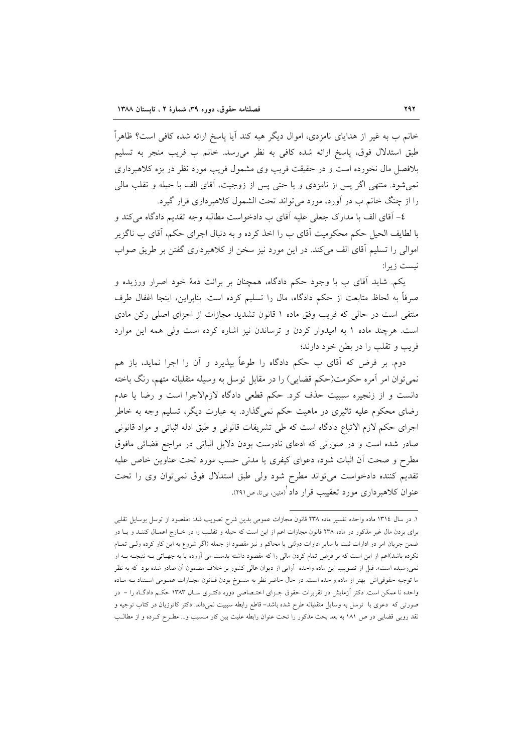خانم ب به غیر از هدایای نامزدی، اموال دیگر هبه کند آیا پاسخ ارائه شده کافی است؟ ظاهراً طبق استدلال فوق، پاسخ ارائه شده کافی به نظر می‌رسد. خانم ب فریب منجر به تسلیم بلافصل مال نخورده است و در حقیقت فریب وی مشمول فریب مورد نظر در بزه کلاهبرداری نمی‌شود. منتهی اگر پس از نامزدی و یا حتی پس از زوجیت، آقای الف با حیله و تقلب مالی را از چنگ خانم ب در آورد، مورد می‌تواند تحت الشمول کلاهبرداری قرار گیرد.

٤- آقای الف با مدارک جعلی علیه آقای ب دادخواست مطالبه وجه تقدیم دادگاه می‌کند و با لطایف الحیل حکم محکومیت آقای ب را اخذ کرده و به دنبال اجرای حکم، آقای ب ناگزیر اموالی را تسلیم آقای الف می‌کند. در این مورد نیز سخن از کلاهبرداری گفتن بر طریق صواب نیست زیرا:

یکم. شاید آقای ب با وجود حکم دادگاه، همچنان بر برائت ذمهٔ خود اصرار ورزیده و صرفاً به لحاظ متابعت از حکم دادگاه، مال را تسلیم کرده است. بنابراین، اینجا اغفال طرف منتفی است در حالی که فریب وفق ماده ١ قانون تشدید مجازات از اجزای اصلی رکن مادی است. هرچند ماده ١ به امیدوار کردن و ترساندن نیز اشاره کرده است ولی همه این موارد فریب و تقلب را در بطن خود دارند؛

دوم. بر فرض که آقای ب حکم دادگاه را طوعاً بپذیرد و آن را اجرا نماید، باز هم نمی‌توان امر آمره حکومت(حکم قضایی) را در مقابل توسل به وسیله متقلبانه متهم، رنگ باخته دانست و از زنجیره سببیت حذف کرد. حکم قطعی دادگاه لازم‌الاجرا است و رضا یا عدم رضای محکوم علیه تاثیری در ماهیت حکم نمی‌گذارد. به عبارت دیگر، تسلیم وجه به خاطر اجرای حکم لازم الاتباع دادگاه است که طی تشریفات قانونی و طبق ادله اثباتی و مواد قانونی صادر شده است و در صورتی که ادعای نادرست بودن دلایل اثباتی در مراجع قضائی مافوق مطرح و صحت آن اثبات شود، دعوای کیفری یا مدنی حسب مورد تحت عناوین خاص علیه تقدیم کننده دادخواست می‌تواند مطرح شود ولی طبق استدلال فوق نمی‌توان وی را تحت عنوان کلاهبرداری مورد تعقیب قرار داد[1] (متین، بی‌تا، ص ٢٩١).

---

١. در سال ١٣١٤ ماده واحده تفسیر ماده ٢٣٨ قانون مجازات عمومی بدین شرح تصویب شد: «مقصود از توسل بوسایل تقلبی برای بردن مال غیر مذکور در ماده ٢٣٨ قانون مجازات اعم از این است که حیله و تقلب را در خارج اعمال کنند و یا در ضمن جریان امر در ادارات ثبت یا سایر ادارات دولتی یا محاکم و نیز مقصود از جمله (اگر شروع به این کار کرده ولی تمام نکرده باشد)اعم از این است که بر فرض تمام کردن مالی را که مقصود داشته بدست می آورده یا به جهاتی به نتیجه به او نمی‌رسیده است». قبل از تصویب این ماده واحده آرایی از دیوان عالی کشور بر خلاف مضمون آن صادر شده بود که به نظر ما توجیه حقوقی‌اش بهتر از ماده واحده است. در حال حاضر نظر به منسوخ بودن قانون مجازات عمومی استناد به ماده واحده نا ممکن است. دکتر آزمایش در تقریرات حقوق جزای اختصاصی دوره دکتری سال ١٣٨٣ حکم دادگاه را - در صورتی که دعوی با توسل به وسایل متقلبانه طرح شده باشد- قاطع رابطه سببیت نمی‌داند. دکتر کاتوزیان در کتاب توجیه و نقد رویی قضایی در ص ١٨١ به بعد بحث مذکور را تحت عنوان رابطه علیت بین کار مسبب و... مطرح کرده و از مطالب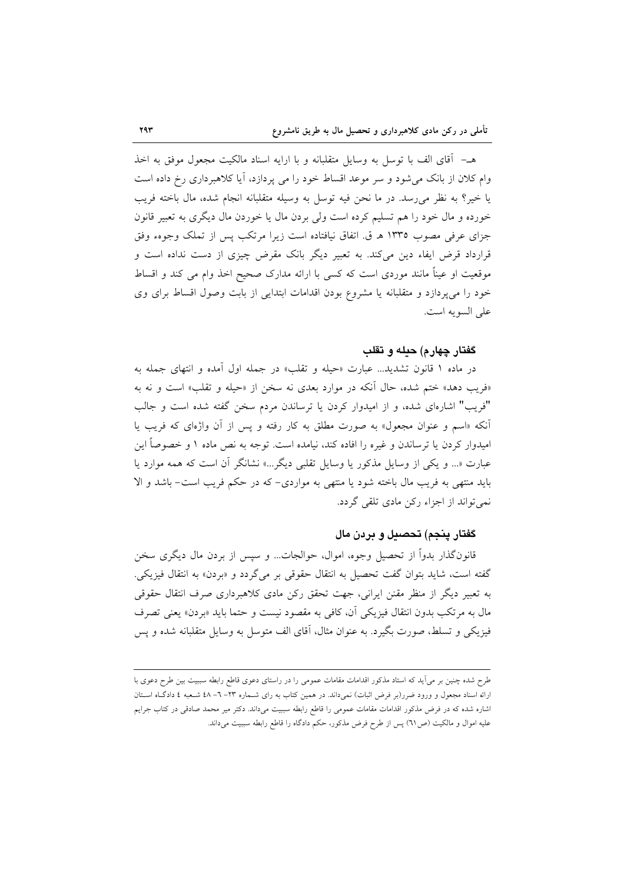هـ- آقای الف با توسل به وسایل متقلبانه و با ارایه اسناد مالکیت مجعول موفق به اخذ وام کلان از بانک می‌شود و سر موعد اقساط خود را می پردازد، آیا کلاهبرداری رخ داده است یا خیر؟ به نظر می‌رسد. در ما نحن فیه توسل به وسیله متقلبانه انجام شده، مال باخته فریب خورده و مال خود را هم تسلیم کرده است ولی بردن مال یا خوردن مال دیگری به تعبیر قانون جزای عرفی مصوب ۱۳۳۵ هـ ق. اتفاق نیافتاده است زیرا مرتکب پس از تملک وجوه، وفق قرارداد قرض ایفاء دین می‌کند. به تعبیر دیگر بانک مقرض چیزی از دست نداده است و موقعیت او عیناً مانند موردی است که کسی با ارائه مدارک صحیح اخذ وام می کند و اقساط خود را می‌پردازد و متقلبانه یا مشروع بودن اقدامات ابتدایی از بابت وصول اقساط برای وی علی السویه است.

### گفتار چهارم) حیله و تقلب

در ماده ۱ قانون تشدید... عبارت «حیله و تقلب» در جمله اول آمده و انتهای جمله به «فریب دهد» ختم شده، حال آنکه در موارد بعدی نه سخن از «حیله و تقلب» است و نه به "فریب" اشاره‌ای شده، و از امیدوار کردن یا ترساندن مردم سخن گفته شده است و جالب آنکه «اسم و عنوان مجعول» به صورت مطلق به کار رفته و پس از آن واژه‌ای که فریب یا امیدوار کردن یا ترساندن و غیره را افاده کند، نیامده است. توجه به نص ماده ۱ و خصوصاً این عبارت «... و یکی از وسایل مذکور یا وسایل تقلبی دیگر...» نشانگر آن است که همه موارد یا باید منتهی به فریب مال باخته شود یا منتهی به مواردی- که در حکم فریب است- باشد و الا نمی‌تواند از اجزاء رکن مادی تلقی گردد.

### گفتار پنجم) تحصیل و بردن مال

قانونگذار بدواً از تحصیل وجوه، اموال، حوالجات... و سپس از بردن مال دیگری سخن گفته است، شاید بتوان گفت تحصیل به انتقال حقوقی بر می‌گردد و «بردن» به انتقال فیزیکی. به تعبیر دیگر از منظر مقنن ایرانی، جهت تحقق رکن مادی کلاهبرداری صرف انتقال حقوقی مال به مرتکب بدون انتقال فیزیکی آن، کافی به مقصود نیست و حتما باید «بردن» یعنی تصرف فیزیکی و تسلط، صورت بگیرد. به عنوان مثال، آقای الف متوسل به وسایل متقلبانه شده و پس

---

طرح شده چنین بر می‌آید که استاد مذکور اقدامات مقامات عمومی را در راستای دعوی قاطع رابطه سببیت بین طرح دعوی با ارائه اسناد مجعول و ورود ضرر(بر فرض اثبات) نمی‌داند. در همین کتاب به رای شماره ۲۳- ۶- ۴۸ شعبه ٤ دادگاه استان اشاره شده که در فرض مذکور اقدامات مقامات عمومی را قاطع رابطه سببیت می‌داند. دکتر میر محمد صادقی در کتاب جرایم علیه اموال و مالکیت (ص۶۱) پس از طرح فرض مذکور، حکم دادگاه را قاطع رابطه سببیت می‌داند.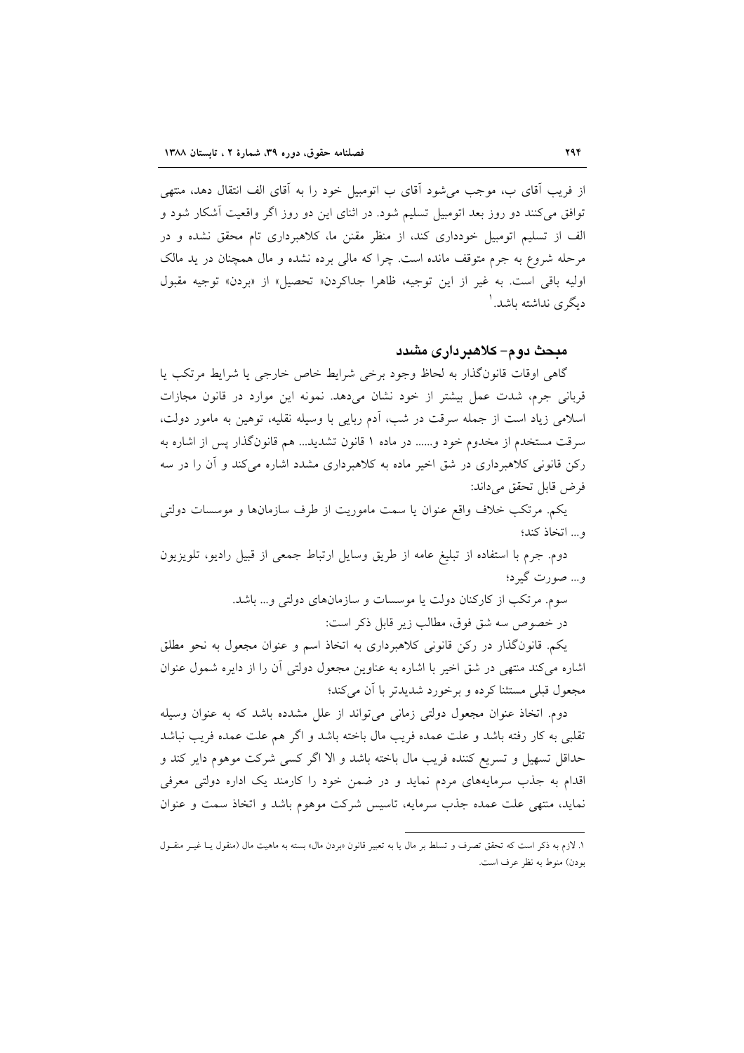از فریب آقای ب، موجب می‌شود آقای ب اتومبیل خود را به آقای الف انتقال دهد، منتهی توافق می‌کنند دو روز بعد اتومبیل تسلیم شود. در اثنای این دو روز اگر واقعیت آشکار شود و الف از تسلیم اتومبیل خودداری کند، از منظر مقنن ما، کلاهبرداری تام محقق نشده و در مرحله شروع به جرم متوقف مانده است. چرا که مالی برده نشده و مال همچنان در ید مالک اولیه باقی است. به غیر از این توجیه، ظاهرا جداکردن« تحصیل» از «بردن» توجیه مقبول دیگری نداشته باشد.[1]

## مبحث دوم- کلاهبرداری مشدد

گاهی اوقات قانون‌گذار به لحاظ وجود برخی شرایط خاص خارجی یا شرایط مرتکب یا قربانی جرم، شدت عمل بیشتر از خود نشان می‌دهد. نمونه این موارد در قانون مجازات اسلامی زیاد است از جمله سرقت در شب، آدم ربایی با وسیله نقلیه، توهین به مامور دولت، سرقت مستخدم از مخدوم خود و...... در ماده ۱ قانون تشدید... هم قانون‌گذار پس از اشاره به رکن قانونی کلاهبرداری در شق اخیر ماده به کلاهبرداری مشدد اشاره می‌کند و آن را در سه فرض قابل تحقق می‌داند:

یکم. مرتکب خلاف واقع عنوان یا سمت ماموریت از طرف سازمان‌ها و موسسات دولتی و... اتخاذ کند؛

دوم. جرم با استفاده از تبلیغ عامه از طریق وسایل ارتباط جمعی از قبیل رادیو، تلویزیون و... صورت گیرد؛

سوم. مرتکب از کارکنان دولت یا موسسات و سازمان‌های دولتی و... باشد.

در خصوص سه شق فوق، مطالب زیر قابل ذکر است:

یکم. قانون‌گذار در رکن قانونی کلاهبرداری به اتخاذ اسم و عنوان مجعول به نحو مطلق اشاره می‌کند منتهی در شق اخیر با اشاره به عناوین مجعول دولتی آن را از دایره شمول عنوان مجعول قبلی مستثنا کرده و برخورد شدیدتر با آن می‌کند؛

دوم. اتخاذ عنوان مجعول دولتی زمانی می‌تواند از علل مشدده باشد که به عنوان وسیله تقلبی به کار رفته باشد و علت عمده فریب مال باخته باشد و اگر هم علت عمده فریب نباشد حداقل تسهیل و تسریع کننده فریب مال باخته باشد و الا اگر کسی شرکت موهوم دایر کند و اقدام به جذب سرمایه‌های مردم نماید و در ضمن خود را کارمند یک اداره دولتی معرفی نماید، منتهی علت عمده جذب سرمایه، تاسیس شرکت موهوم باشد و اتخاذ سمت و عنوان

---

۱. لازم به ذکر است که تحقق تصرف و تسلط بر مال یا به تعبیر قانون «بردن مال» بسته به ماهیت مال (منقول یـا غیـر منقـول بودن) منوط به نظر عرف است.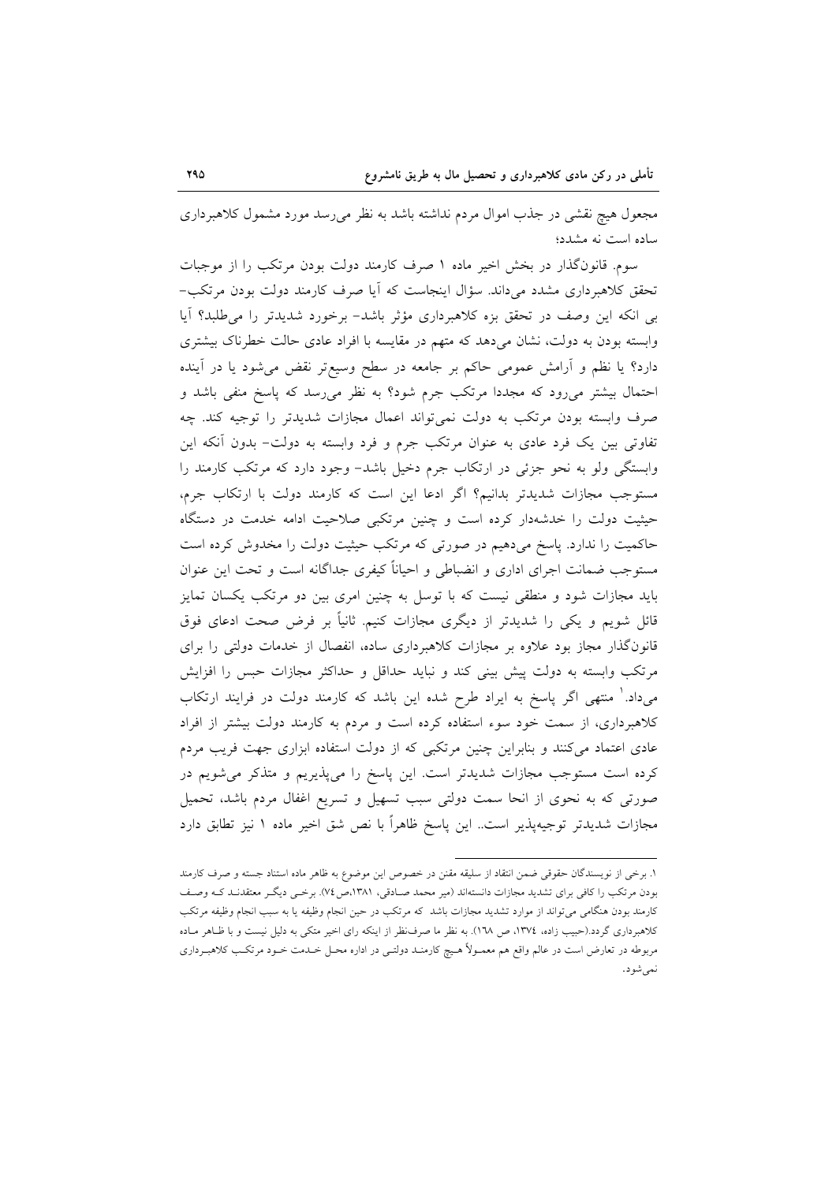مجعول هیچ نقشی در جذب اموال مردم نداشته باشد به نظر می‌رسد مورد مشمول کلاهبرداری ساده است نه مشدد؛

سوم. قانونگذار در بخش اخیر ماده ۱ صرف کارمند دولت بودن مرتکب را از موجبات تحقق کلاهبرداری مشدد می‌داند. سؤال اینجاست که آیا صرف کارمند دولت بودن مرتکب- بی انکه این وصف در تحقق بزه کلاهبرداری مؤثر باشد- برخورد شدیدتر را می‌طلبد؟ آیا وابسته بودن به دولت، نشان می‌دهد که متهم در مقایسه با افراد عادی حالت خطرناک بیشتری دارد؟ یا نظم و آرامش عمومی حاکم بر جامعه در سطح وسیع‌تر نقض می‌شود یا در آینده احتمال بیشتر می‌رود که مجددا مرتکب جرم شود؟ به نظر می‌رسد که پاسخ منفی باشد و صرف وابسته بودن مرتکب به دولت نمی‌تواند اعمال مجازات شدیدتر را توجیه کند. چه تفاوتی بین یک فرد عادی به عنوان مرتکب جرم و فرد وابسته به دولت- بدون آنکه این وابستگی ولو به نحو جزئی در ارتکاب جرم دخیل باشد- وجود دارد که مرتکب کارمند را مستوجب مجازات شدیدتر بدانیم؟ اگر ادعا این است که کارمند دولت با ارتکاب جرم، حیثیت دولت را خدشه‌دار کرده است و چنین مرتکبی صلاحیت ادامه خدمت در دستگاه حاکمیت را ندارد. پاسخ می‌دهیم در صورتی که مرتکب حیثیت دولت را مخدوش کرده است مستوجب ضمانت اجرای اداری و انضباطی و احیاناً کیفری جداگانه است و تحت این عنوان باید مجازات شود و منطقی نیست که با توسل به چنین امری بین دو مرتکب یکسان تمایز قائل شویم و یکی را شدیدتر از دیگری مجازات کنیم. ثانیاً بر فرض صحت ادعای فوق قانونگذار مجاز بود علاوه بر مجازات کلاهبرداری ساده، انفصال از خدمات دولتی را برای مرتکب وابسته به دولت پیش بینی کند و نباید حداقل و حداکثر مجازات حبس را افزایش می‌داد.[1] منتهی اگر پاسخ به ایراد طرح شده این باشد که کارمند دولت در فرایند ارتکاب کلاهبرداری، از سمت خود سوء استفاده کرده است و مردم به کارمند دولت بیشتر از افراد عادی اعتماد می‌کنند و بنابراین چنین مرتکبی که از دولت استفاده ابزاری جهت فریب مردم کرده است مستوجب مجازات شدیدتر است. این پاسخ را می‌پذیریم و متذکر می‌شویم در صورتی که به نحوی از انحا سمت دولتی سبب تسهیل و تسریع اغفال مردم باشد، تحمیل مجازات شدیدتر توجیه‌پذیر است.. این پاسخ ظاهراً با نص شق اخیر ماده ۱ نیز تطابق دارد

---

۱. برخی از نویسندگان حقوقی ضمن انتقاد از سلیقه مقنن در خصوص این موضوع به ظاهر ماده استناد جسته و صرف کارمند بودن مرتکب را کافی برای تشدید مجازات دانسته‌اند (میر محمد صادقی، ۱۳۸۱،ص۷٤). برخی دیگر معتقدند که وصف کارمند بودن هنگامی می‌تواند از موارد تشدید مجازات باشد که مرتکب در حین انجام وظیفه یا به سبب انجام وظیفه مرتکب کلاهبرداری گردد.(حبیب زاده، ۱۳۷٤، ص ۱٦۸). به نظر ما صرف‌نظر از اینکه رای اخیر متکی به دلیل نیست و با ظاهر ماده مربوطه در تعارض است در عالم واقع هم معمولاً هیچ کارمند دولتی در اداره محل خدمت خود مرتکب کلاهبرداری نمی‌شود.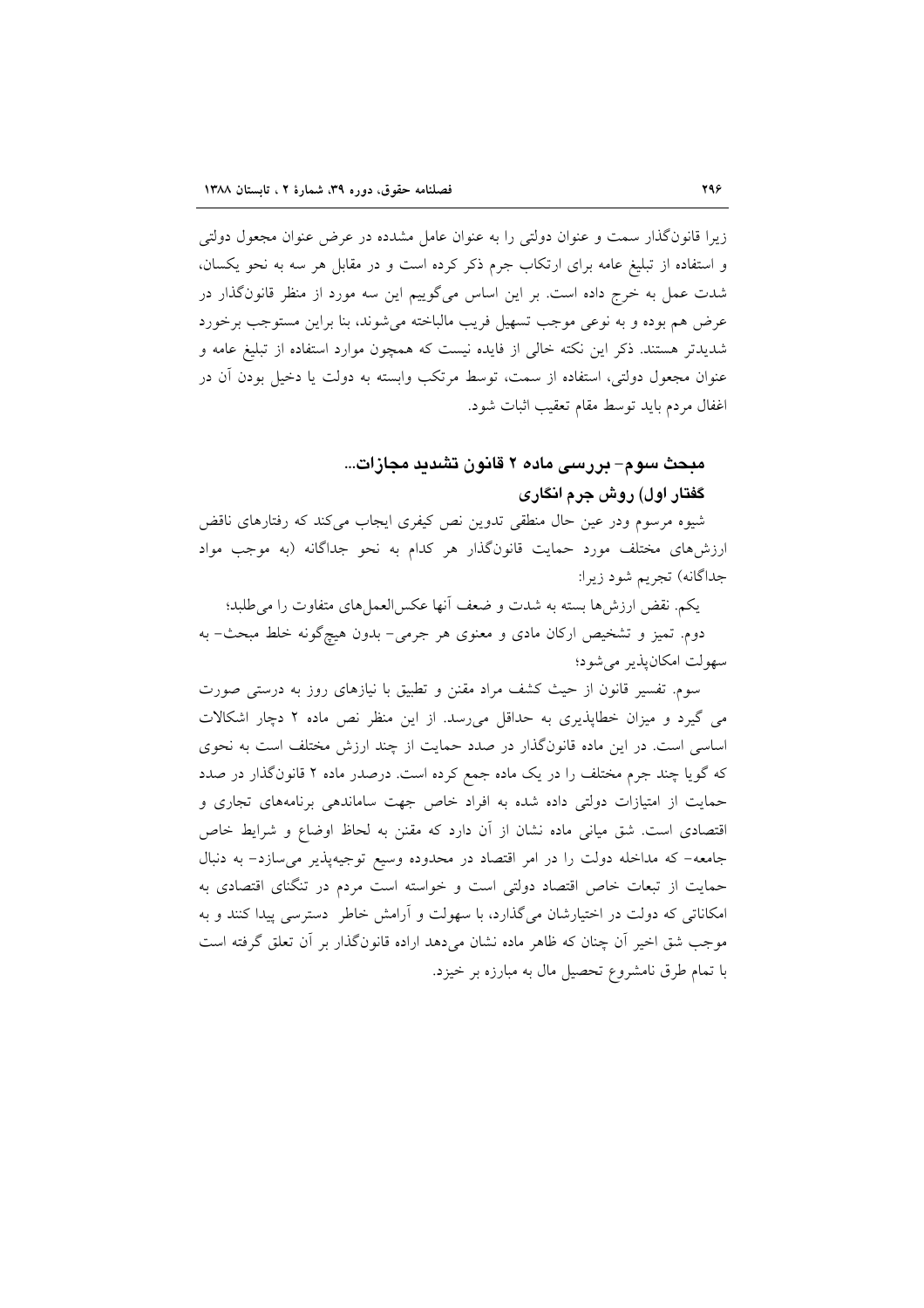زیرا قانون‌گذار سمت و عنوان دولتی را به عنوان عامل مشدده در عرض عنوان مجعول دولتی و استفاده از تبلیغ عامه برای ارتکاب جرم ذکر کرده است و در مقابل هر سه به نحو یکسان، شدت عمل به خرج داده است. بر این اساس می‌گوییم این سه مورد از منظر قانون‌گذار در عرض هم بوده و به نوعی موجب تسهیل فریب مالباخته می‌شوند، بنا براین مستوجب برخورد شدیدتر هستند. ذکر این نکته خالی از فایده نیست که همچون موارد استفاده از تبلیغ عامه و عنوان مجعول دولتی، استفاده از سمت، توسط مرتکب وابسته به دولت یا دخیل بودن آن در اغفال مردم باید توسط مقام تعقیب اثبات شود.

## مبحث سوم- بررسی ماده ۲ قانون تشدید مجازات...

### گفتار اول) روش جرم انگاری

شیوه مرسوم ودر عین حال منطقی تدوین نص کیفری ایجاب می‌کند که رفتارهای ناقض ارزش‌های مختلف مورد حمایت قانون‌گذار هر کدام به نحو جداگانه (به موجب مواد جداگانه) تجریم شود زیرا:

یکم. نقض ارزش‌ها بسته به شدت و ضعف آنها عکس‌العمل‌های متفاوت را می‌طلبد؛

دوم. تمیز و تشخیص ارکان مادی و معنوی هر جرمی- بدون هیچ‌گونه خلط مبحث- به سهولت امکان‌پذیر می‌شود؛

سوم. تفسیر قانون از حیث کشف مراد مقنن و تطبیق با نیازهای روز به درستی صورت می گیرد و میزان خطاپذیری به حداقل می‌رسد. از این منظر نص ماده ۲ دچار اشکالات اساسی است. در این ماده قانون‌گذار در صدد حمایت از چند ارزش مختلف است به نحوی که گویا چند جرم مختلف را در یک ماده جمع کرده است. درصدر ماده ۲ قانون‌گذار در صدد حمایت از امتیازات دولتی داده شده به افراد خاص جهت ساماندهی برنامه‌های تجاری و اقتصادی است. شق میانی ماده نشان از آن دارد که مقنن به لحاظ اوضاع و شرایط خاص جامعه- که مداخله دولت را در امر اقتصاد در محدوده وسیع توجیه‌پذیر می‌سازد- به دنبال حمایت از تبعات خاص اقتصاد دولتی است و خواسته است مردم در تنگنای اقتصادی به امکاناتی که دولت در اختیارشان می‌گذارد، با سهولت و آرامش خاطر دسترسی پیدا کنند و به موجب شق اخیر آن چنان که ظاهر ماده نشان می‌دهد اراده قانون‌گذار بر آن تعلق گرفته است با تمام طرق نامشروع تحصیل مال به مبارزه بر خیزد.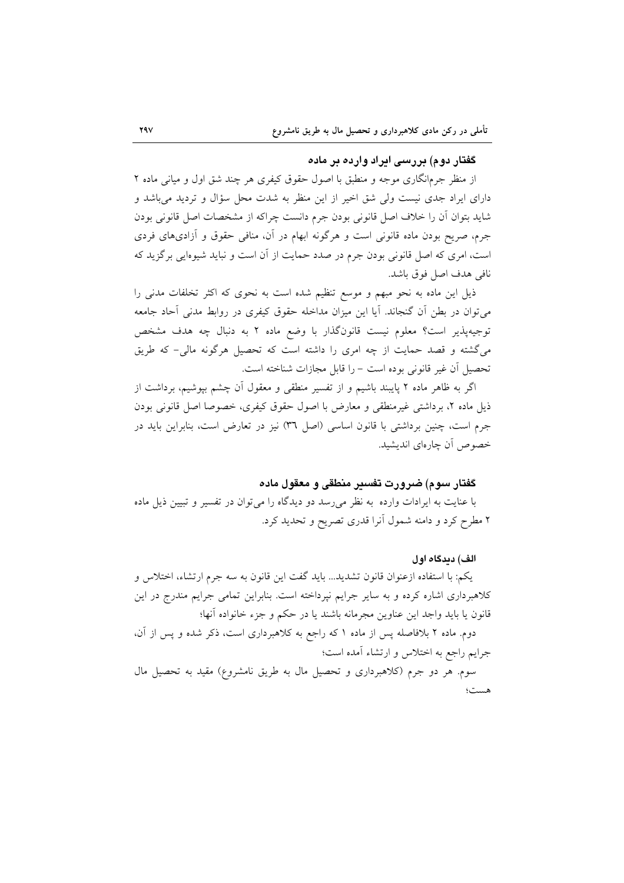### گفتار دوم) بررسی ایراد وارده بر ماده

از منظر جرم‌انگاری موجه و منطبق با اصول حقوق کیفری هر چند شق اول و میانی ماده ۲ دارای ایراد جدی نیست ولی شق اخیر از این منظر به شدت محل سؤال و تردید می‌باشد و شاید بتوان آن را خلاف اصل قانونی بودن جرم دانست چراکه از مشخصات اصل قانونی بودن جرم، صریح بودن ماده قانونی است و هرگونه ابهام در آن، منافی حقوق و آزادی‌های فردی است، امری که اصل قانونی بودن جرم در صدد حمایت از آن است و نباید شیوه‌ایی برگزید که نافی هدف اصل فوق باشد.

ذیل این ماده به نحو مبهم و موسع تنظیم شده است به نحوی که اکثر تخلفات مدنی را می‌توان در بطن آن گنجاند. آیا این میزان مداخله حقوق کیفری در روابط مدنی آحاد جامعه توجیه‌پذیر است؟ معلوم نیست قانون‌گذار با وضع ماده ۲ به دنبال چه هدف مشخص می‌گشته و قصد حمایت از چه امری را داشته است که تحصیل هرگونه مالی- که طریق تحصیل آن غیر قانونی بوده است - را قابل مجازات شناخته است.

اگر به ظاهر ماده ۲ پایبند باشیم و از تفسیر منطقی و معقول آن چشم بپوشیم، برداشت از ذیل ماده ۲، برداشتی غیرمنطقی و معارض با اصول حقوق کیفری، خصوصا اصل قانونی بودن جرم است، چنین برداشتی با قانون اساسی (اصل ٣٦) نیز در تعارض است، بنابراین باید در خصوص آن چاره‌ای اندیشید.

### گفتار سوم) ضرورت تفسیر منطقی و معقول ماده

با عنایت به ایرادات وارده به نظر می‌رسد دو دیدگاه را می‌توان در تفسیر و تبیین ذیل ماده ۲ مطرح کرد و دامنه شمول آنرا قدری تصریح و تحدید کرد.

#### الف) دیدگاه اول

یکم: با استفاده ازعنوان قانون تشدید... باید گفت این قانون به سه جرم ارتشاء، اختلاس و کلاهبرداری اشاره کرده و به سایر جرایم نپرداخته است. بنابراین تمامی جرایم مندرج در این قانون یا باید واجد این عناوین مجرمانه باشند یا در حکم و جزء خانواده آنها؛

دوم. ماده ۲ بلافاصله پس از ماده ۱ که راجع به کلاهبرداری است، ذکر شده و پس از آن، جرایم راجع به اختلاس و ارتشاء آمده است؛

سوم. هر دو جرم (کلاهبرداری و تحصیل مال به طریق نامشروع) مقید به تحصیل مال هست؛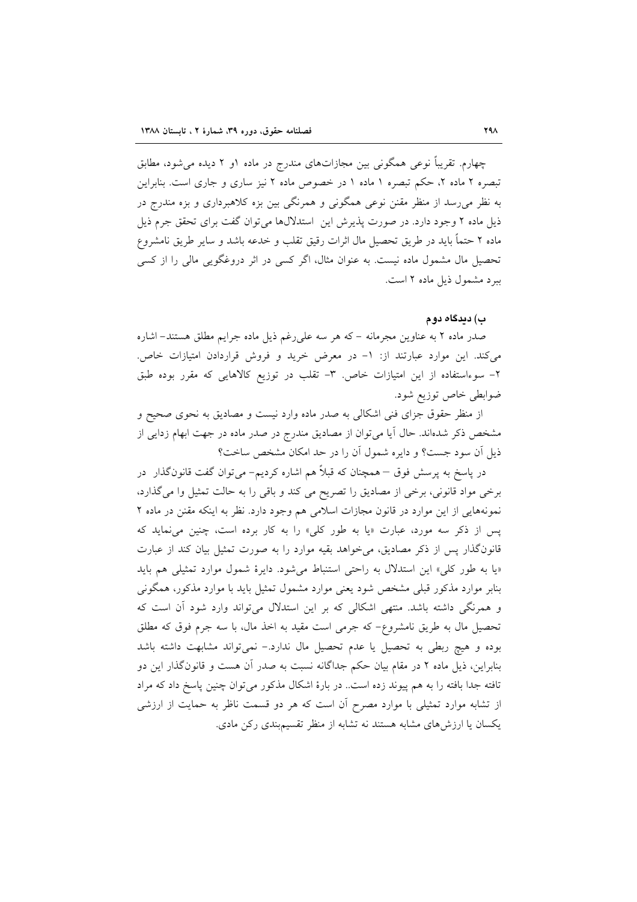چهارم. تقریباً نوعی همگونی بین مجازات‌های مندرج در ماده ۱و ۲ دیده می‌شود، مطابق تبصره ۲ ماده ۲، حکم تبصره ۱ ماده ۱ در خصوص ماده ۲ نیز ساری و جاری است. بنابراین به نظر می‌رسد از منظر مقنن نوعی همگونی و همرنگی بین بزه کلاهبرداری و بزه مندرج در ذیل ماده ۲ وجود دارد. در صورت پذیرش این استدلال‌ها می‌توان گفت برای تحقق جرم ذیل ماده ۲ حتماً باید در طریق تحصیل مال اثرات رقیق تقلب و خدعه باشد و سایر طریق نامشروع تحصیل مال مشمول ماده نیست. به عنوان مثال، اگر کسی در اثر دروغگویی مالی را از کسی ببرد مشمول ذیل ماده ۲ است.

**ب) دیدگاه دوم**

صدر ماده ۲ به عناوین مجرمانه – که هر سه علی‌رغم ذیل ماده جرایم مطلق هستند– اشاره می‌کند. این موارد عبارتند از: ۱- در معرض خرید و فروش قراردادن امتیازات خاص. ۲- سوءاستفاده از این امتیازات خاص. ۳- تقلب در توزیع کالاهایی که مقرر بوده طبق ضوابطی خاص توزیع شود.

از منظر حقوق جزای فنی اشکالی به صدر ماده وارد نیست و مصادیق به نحوی صحیح و مشخص ذکر شده‌اند. حال آیا می‌توان از مصادیق مندرج در صدر ماده در جهت ابهام زدایی از ذیل آن سود جست؟ و دایره شمول آن را در حد امکان مشخص ساخت؟

در پاسخ به پرسش فوق – همچنان که قبلاً هم اشاره کردیم– می‌توان گفت قانونگذار در برخی مواد قانونی، برخی از مصادیق را تصریح می کند و باقی را به حالت تمثیل وا می‌گذارد، نمونه‌هایی از این موارد در قانون مجازات اسلامی هم وجود دارد. نظر به اینکه مقنن در ماده ۲ پس از ذکر سه مورد، عبارت «یا به طور کلی» را به کار برده است، چنین می‌نماید که قانونگذار پس از ذکر مصادیق، می‌خواهد بقیه موارد را به صورت تمثیل بیان کند از عبارت «یا به طور کلی» این استدلال به راحتی استنباط می‌شود. دایرهٔ شمول موارد تمثیلی هم باید بنابر موارد مذکور قبلی مشخص شود یعنی موارد مشمول تمثیل باید با موارد مذکور، همگونی و همرنگی داشته باشد. منتهی اشکالی که بر این استدلال می‌تواند وارد شود آن است که تحصیل مال به طریق نامشروع- که جرمی است مقید به اخذ مال، با سه جرم فوق که مطلق بوده و هیچ ربطی به تحصیل یا عدم تحصیل مال ندارد.- نمی‌تواند مشابهت داشته باشد بنابراین، ذیل ماده ۲ در مقام بیان حکم جداگانه نسبت به صدر آن هست و قانونگذار این دو تافته جدا بافته را به هم پیوند زده است.. در بارهٔ اشکال مذکور می‌توان چنین پاسخ داد که مراد از تشابه موارد تمثیلی با موارد مصرح آن است که هر دو قسمت ناظر به حمایت از ارزشی یکسان یا ارزش‌های مشابه هستند نه تشابه از منظر تقسیم‌بندی رکن مادی.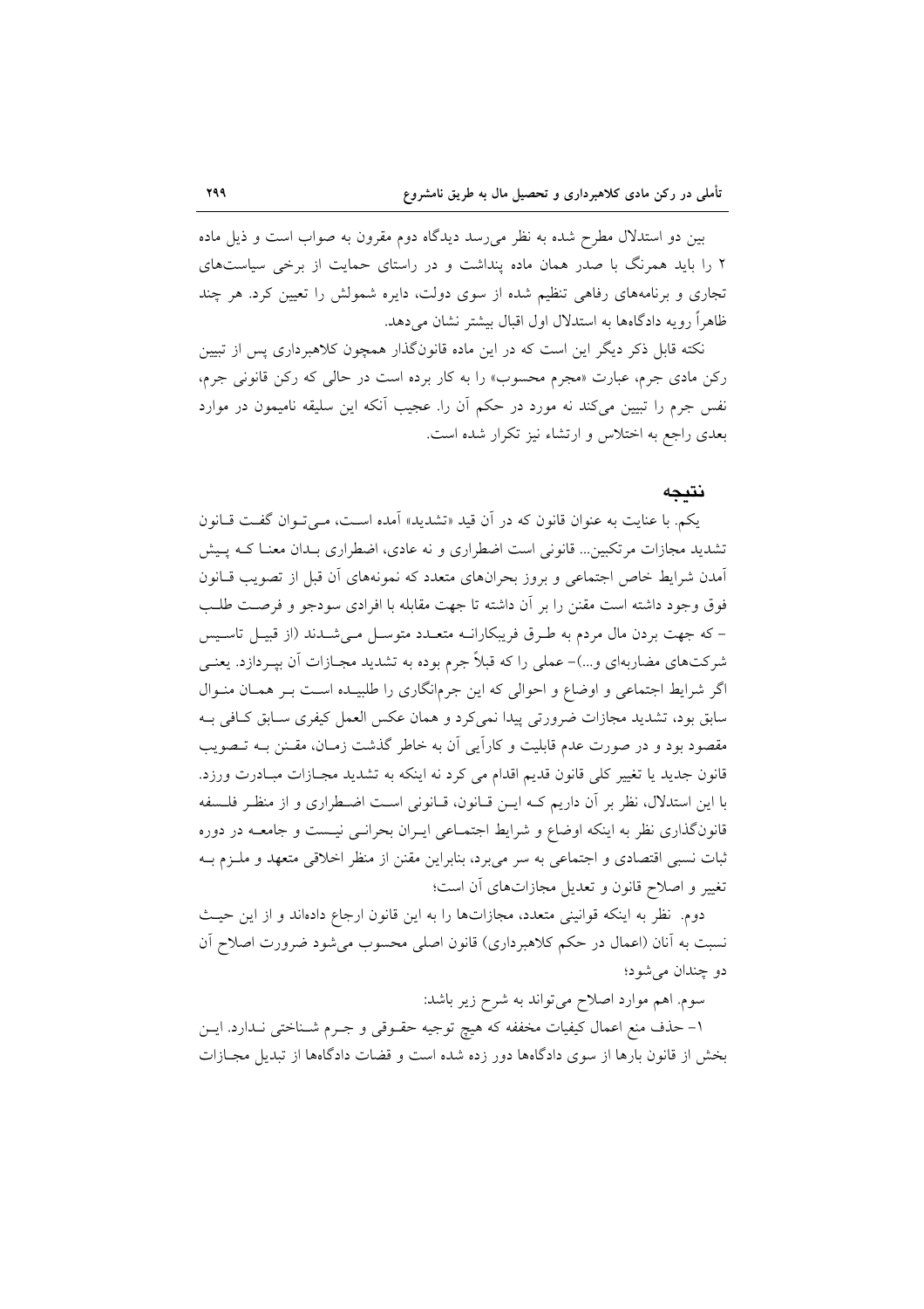بین دو استدلال مطرح شده به نظر می‌رسد دیدگاه دوم مقرون به صواب است و ذیل ماده ۲ را باید همرنگ با صدر همان ماده پنداشت و در راستای حمایت از برخی سیاست‌های تجاری و برنامه‌های رفاهی تنظیم شده از سوی دولت، دایره شمولش را تعیین کرد. هر چند ظاهراً رویه دادگاه‌ها به استدلال اول اقبال بیشتر نشان می‌دهد.

نکته قابل ذکر دیگر این است که در این ماده قانونگذار همچون کلاهبرداری پس از تبیین رکن مادی جرم، عبارت «مجرم محسوب» را به کار برده است در حالی که رکن قانونی جرم، نفس جرم را تبیین می‌کند نه مورد در حکم آن را. عجیب آنکه این سلیقه نامیمون در موارد بعدی راجع به اختلاس و ارتشاء نیز تکرار شده است.

## نتیجه

یکم. با عنایت به عنوان قانون که در آن قید «تشدید» آمده است، می‌توان گفت قانون تشدید مجازات مرتکبین... قانونی است اضطراری و نه عادی، اضطراری بدان معنا که پیش آمدن شرایط خاص اجتماعی و بروز بحران‌های متعدد که نمونه‌های آن قبل از تصویب قانون فوق وجود داشته است مقنن را بر آن داشته تا جهت مقابله با افرادی سودجو و فرصت طلب – که جهت بردن مال مردم به طرق فریبکارانه متعدد متوسل می‌شدند (از قبیل تاسیس شرکت‌های مضاربه‌ای و...)– عملی را که قبلاً جرم بوده به تشدید مجازات آن بپردازد. یعنی اگر شرایط اجتماعی و اوضاع و احوالی که این جرم‌انگاری را طلبیده است بر همان منوال سابق بود، تشدید مجازات ضرورتی پیدا نمی‌کرد و همان عکس العمل کیفری سابق کافی به مقصود بود و در صورت عدم قابلیت و کارآیی آن به خاطر گذشت زمان، مقنن به تصویب قانون جدید یا تغییر کلی قانون قدیم اقدام می کرد نه اینکه به تشدید مجازات مبادرت ورزد. با این استدلال، نظر بر آن داریم که این قانون، قانونی است اضطراری و از منظر فلسفه قانونگذاری نظر به اینکه اوضاع و شرایط اجتماعی ایران بحرانی نیست و جامعه در دوره ثبات نسبی اقتصادی و اجتماعی به سر می‌برد، بنابراین مقنن از منظر اخلاقی متعهد و ملزم به تغییر و اصلاح قانون و تعدیل مجازات‌های آن است؛

دوم. نظر به اینکه قوانینی متعدد، مجازات‌ها را به این قانون ارجاع داده‌اند و از این حیث نسبت به آنان (اعمال در حکم کلاهبرداری) قانون اصلی محسوب می‌شود ضرورت اصلاح آن دو چندان می‌شود؛

سوم. اهم موارد اصلاح می‌تواند به شرح زیر باشد:

۱– حذف منع اعمال کیفیات مخففه که هیچ توجیه حقوقی و جرم شناختی ندارد. این بخش از قانون بارها از سوی دادگاه‌ها دور زده شده است و قضات دادگاه‌ها از تبدیل مجازات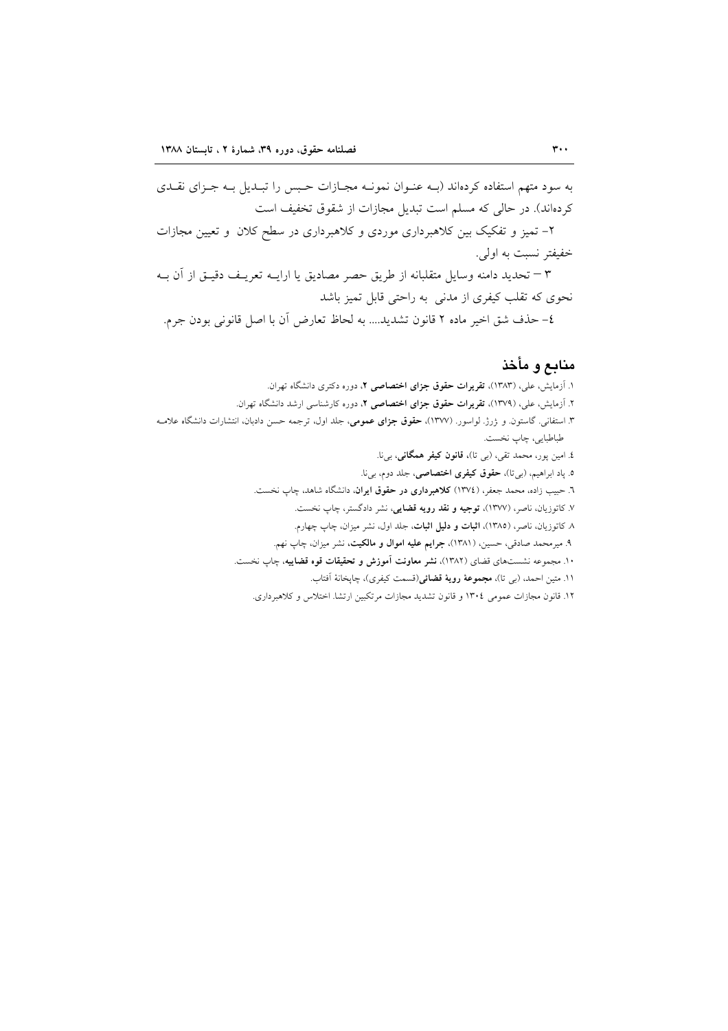به سود متهم استفاده کرده‌اند (بـه عنـوان نمونـه مجـازات حـبس را تبـدیل بـه جـزای نقـدی کرده‌اند). در حالی که مسلم است تبدیل مجازات از شقوق تخفیف است

۲- تمیز و تفکیک بین کلاهبرداری موردی و کلاهبرداری در سطح کلان و تعیین مجازات خفیفتر نسبت به اولی.

۳ – تحدید دامنه وسایل متقلبانه از طریق حصر مصادیق یا ارایـه تعریـف دقیـق از آن بـه نحوی که تقلب کیفری از مدنی به راحتی قابل تمیز باشد

٤- حذف شق اخیر ماده ۲ قانون تشدید.... به لحاظ تعارض آن با اصل قانونی بودن جرم.

## منابع و مأخذ

۱. آزمایش، علی، (۱۳۸۳)، **تقریرات حقوق جزای اختصاصی ۲**، دوره دکتری دانشگاه تهران.

۲. آزمایش، علی، (۱۳۷۹)، **تقریرات حقوق جزای اختصاصی ۲**، دوره کارشناسی ارشد دانشگاه تهران.

۳. استفانی. گاستون. و ژرژ. لواسور. (۱۳۷۷)، **حقوق جزای عمومی**، جلد اول، ترجمه حسن دادبان، انتشارات دانشگاه علامـه طباطبایی، چاپ نخست.

٤. امین پور، محمد تقی، (بی تا)، **قانون کیفر همگانی**، بی‌نا.

۵. پاد ابراهیم، (بی‌تا)، **حقوق کیفری اختصاصی**، جلد دوم، بی‌نا.

٦. حبیب زاده، محمد جعفر، (١٣٧٤) **کلاهبرداری در حقوق ایران**، دانشگاه شاهد، چاپ نخست.

۷. کاتوزیان، ناصر، (۱۳۷۷)، **توجیه و نقد رویه قضایی**، نشر دادگستر، چاپ نخست.

۸. کاتوزیان، ناصر، (۱۳۸۵)، **اثبات و دلیل اثبات**، جلد اول، نشر میزان، چاپ چهارم.

۹. میرمحمد صادقی، حسین، (۱۳۸۱)، **جرایم علیه اموال و مالکیت**، نشر میزان، چاپ نهم.

۱۰. مجموعه نشست‌های قضای (۱۳۸۲)، **نشر معاونت آموزش و تحقیقات قوه قضاییه**، چاپ نخست.

۱۱. متین احمد، (بی تا)، **مجموعهٔ رویهٔ قضائی**(قسمت کیفری)، چاپخانهٔ آفتاب.

۱۲. قانون مجازات عمومی ۱۳۰٤ و قانون تشدید مجازات مرتکبین ارتشا. اختلاس و کلاهبرداری.